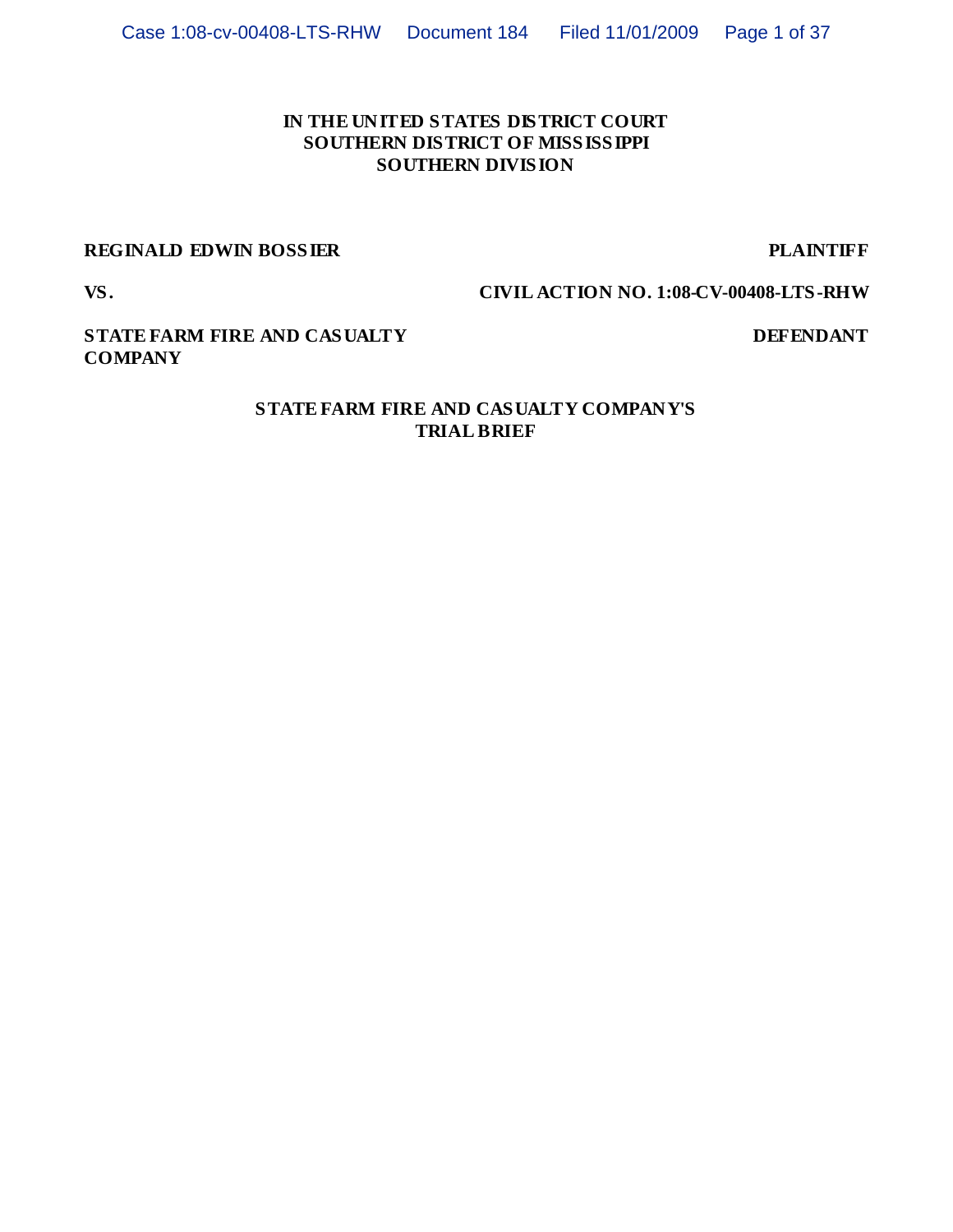**IN THE UNITED STATES DISTRICT COURT**
**SOUTHERN DISTRICT OF MISSISSIPPI**
**SOUTHERN DIVISION**

**REGINALD EDWIN BOSSIER** **PLAINTIFF**

**VS.** **CIVIL ACTION NO. 1:08-CV-00408-LTS-RHW**

**STATE FARM FIRE AND CASUALTY COMPANY** **DEFENDANT**

**STATE FARM FIRE AND CASUALTY COMPANY'S TRIAL BRIEF**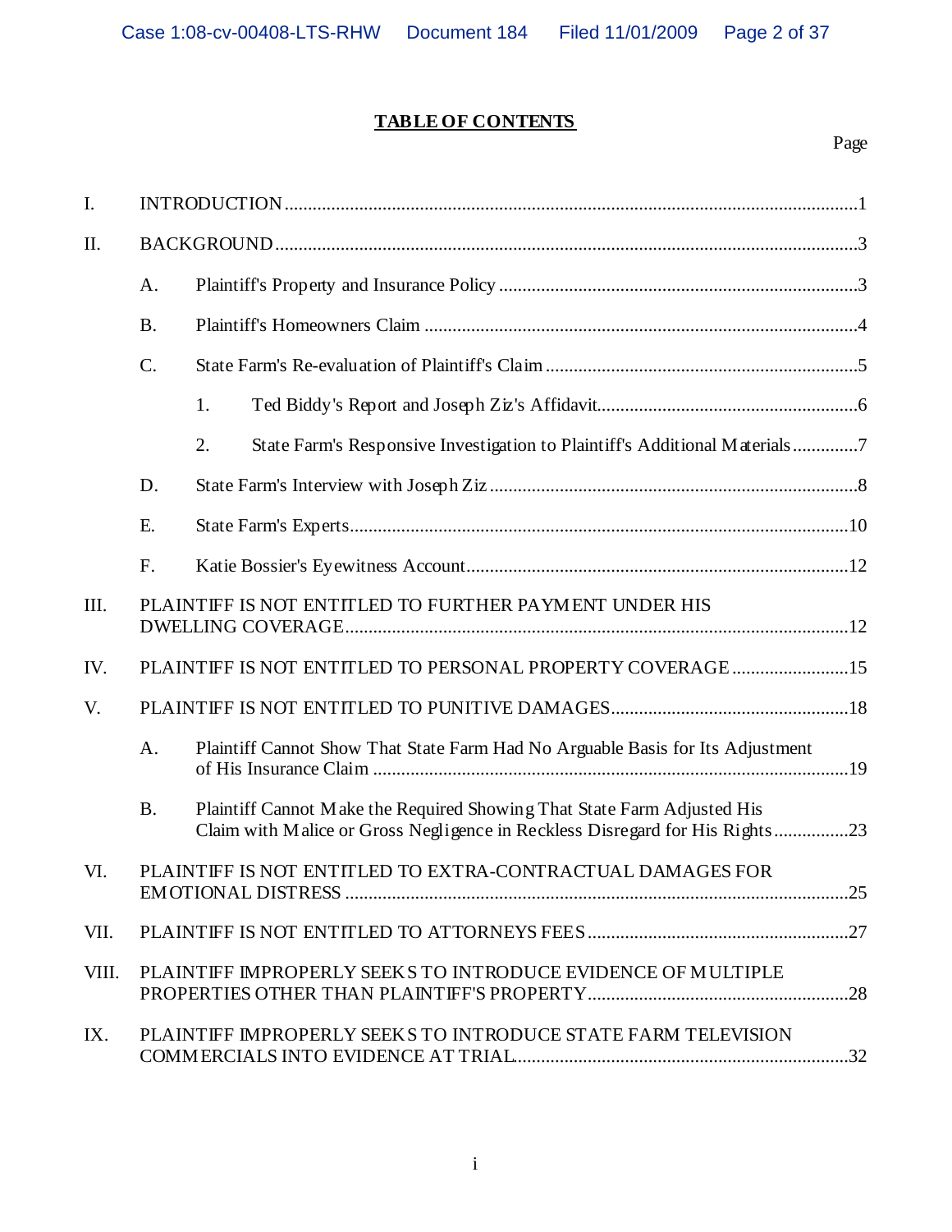# TABLE OF CONTENTS

| | | | Page |
|---|---|---|---|
| I. | INTRODUCTION | | 1 |
| II. | BACKGROUND | | 3 |
| | A. | Plaintiff's Property and Insurance Policy | 3 |
| | B. | Plaintiff's Homeowners Claim | 4 |
| | C. | State Farm's Re-evaluation of Plaintiff's Claim | 5 |
| | | 1. Ted Biddy's Report and Joseph Ziz's Affidavit | 6 |
| | | 2. State Farm's Responsive Investigation to Plaintiff's Additional Materials | 7 |
| | D. | State Farm's Interview with Joseph Ziz | 8 |
| | E. | State Farm's Experts | 10 |
| | F. | Katie Bossier's Eyewitness Account | 12 |
| III. | PLAINTIFF IS NOT ENTITLED TO FURTHER PAYMENT UNDER HIS DWELLING COVERAGE | | 12 |
| IV. | PLAINTIFF IS NOT ENTITLED TO PERSONAL PROPERTY COVERAGE | | 15 |
| V. | PLAINTIFF IS NOT ENTITLED TO PUNITIVE DAMAGES | | 18 |
| | A. | Plaintiff Cannot Show That State Farm Had No Arguable Basis for Its Adjustment of His Insurance Claim | 19 |
| | B. | Plaintiff Cannot Make the Required Showing That State Farm Adjusted His Claim with Malice or Gross Negligence in Reckless Disregard for His Rights | 23 |
| VI. | PLAINTIFF IS NOT ENTITLED TO EXTRA-CONTRACTUAL DAMAGES FOR EMOTIONAL DISTRESS | | 25 |
| VII. | PLAINTIFF IS NOT ENTITLED TO ATTORNEYS FEES | | 27 |
| VIII. | PLAINTIFF IMPROPERLY SEEKS TO INTRODUCE EVIDENCE OF MULTIPLE PROPERTIES OTHER THAN PLAINTIFF'S PROPERTY | | 28 |
| IX. | PLAINTIFF IMPROPERLY SEEKS TO INTRODUCE STATE FARM TELEVISION COMMERCIALS INTO EVIDENCE AT TRIAL | | 32 |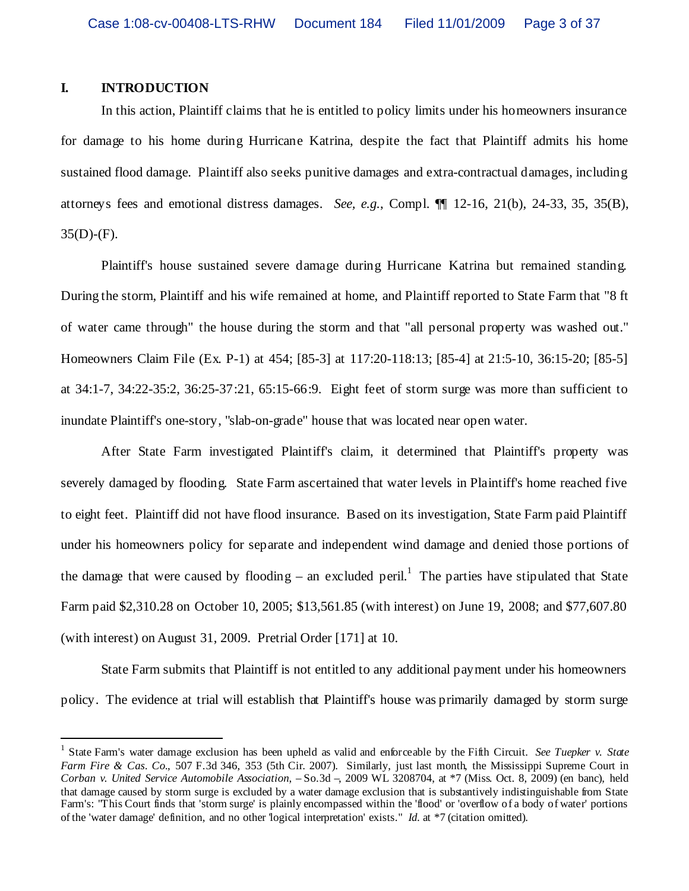## I. INTRODUCTION

In this action, Plaintiff claims that he is entitled to policy limits under his homeowners insurance for damage to his home during Hurricane Katrina, despite the fact that Plaintiff admits his home sustained flood damage. Plaintiff also seeks punitive damages and extra-contractual damages, including attorneys fees and emotional distress damages. *See, e.g.*, Compl. ¶¶ 12-16, 21(b), 24-33, 35, 35(B), 35(D)-(F).

Plaintiff's house sustained severe damage during Hurricane Katrina but remained standing. During the storm, Plaintiff and his wife remained at home, and Plaintiff reported to State Farm that "8 ft of water came through" the house during the storm and that "all personal property was washed out." Homeowners Claim File (Ex. P-1) at 454; [85-3] at 117:20-118:13; [85-4] at 21:5-10, 36:15-20; [85-5] at 34:1-7, 34:22-35:2, 36:25-37:21, 65:15-66:9. Eight feet of storm surge was more than sufficient to inundate Plaintiff's one-story, "slab-on-grade" house that was located near open water.

After State Farm investigated Plaintiff's claim, it determined that Plaintiff's property was severely damaged by flooding. State Farm ascertained that water levels in Plaintiff's home reached five to eight feet. Plaintiff did not have flood insurance. Based on its investigation, State Farm paid Plaintiff under his homeowners policy for separate and independent wind damage and denied those portions of the damage that were caused by flooding – an excluded peril.[1] The parties have stipulated that State Farm paid $2,310.28 on October 10, 2005; $13,561.85 (with interest) on June 19, 2008; and $77,607.80 (with interest) on August 31, 2009. Pretrial Order [171] at 10.

State Farm submits that Plaintiff is not entitled to any additional payment under his homeowners policy. The evidence at trial will establish that Plaintiff's house was primarily damaged by storm surge

---

[1] State Farm's water damage exclusion has been upheld as valid and enforceable by the Fifth Circuit. *See Tuepker v. State Farm Fire & Cas. Co.*, 507 F.3d 346, 353 (5th Cir. 2007). Similarly, just last month, the Mississippi Supreme Court in *Corban v. United Service Automobile Association*, – So.3d –, 2009 WL 3208704, at *7 (Miss. Oct. 8, 2009) (en banc), held that damage caused by storm surge is excluded by a water damage exclusion that is substantively indistinguishable from State Farm's: "This Court finds that 'storm surge' is plainly encompassed within the 'flood' or 'overflow of a body of water' portions of the 'water damage' definition, and no other 'logical interpretation' exists." *Id.* at *7 (citation omitted).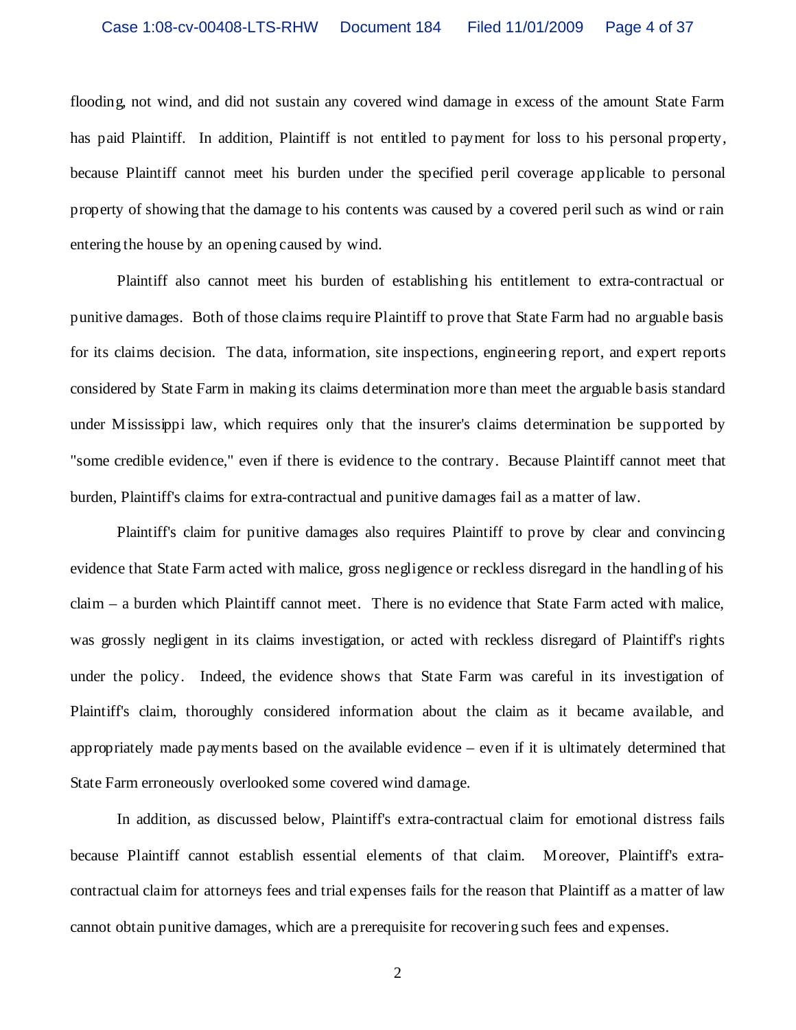flooding, not wind, and did not sustain any covered wind damage in excess of the amount State Farm has paid Plaintiff. In addition, Plaintiff is not entitled to payment for loss to his personal property, because Plaintiff cannot meet his burden under the specified peril coverage applicable to personal property of showing that the damage to his contents was caused by a covered peril such as wind or rain entering the house by an opening caused by wind.

Plaintiff also cannot meet his burden of establishing his entitlement to extra-contractual or punitive damages. Both of those claims require Plaintiff to prove that State Farm had no arguable basis for its claims decision. The data, information, site inspections, engineering report, and expert reports considered by State Farm in making its claims determination more than meet the arguable basis standard under Mississippi law, which requires only that the insurer's claims determination be supported by "some credible evidence," even if there is evidence to the contrary. Because Plaintiff cannot meet that burden, Plaintiff's claims for extra-contractual and punitive damages fail as a matter of law.

Plaintiff's claim for punitive damages also requires Plaintiff to prove by clear and convincing evidence that State Farm acted with malice, gross negligence or reckless disregard in the handling of his claim – a burden which Plaintiff cannot meet. There is no evidence that State Farm acted with malice, was grossly negligent in its claims investigation, or acted with reckless disregard of Plaintiff's rights under the policy. Indeed, the evidence shows that State Farm was careful in its investigation of Plaintiff's claim, thoroughly considered information about the claim as it became available, and appropriately made payments based on the available evidence – even if it is ultimately determined that State Farm erroneously overlooked some covered wind damage.

In addition, as discussed below, Plaintiff's extra-contractual claim for emotional distress fails because Plaintiff cannot establish essential elements of that claim. Moreover, Plaintiff's extra-contractual claim for attorneys fees and trial expenses fails for the reason that Plaintiff as a matter of law cannot obtain punitive damages, which are a prerequisite for recovering such fees and expenses.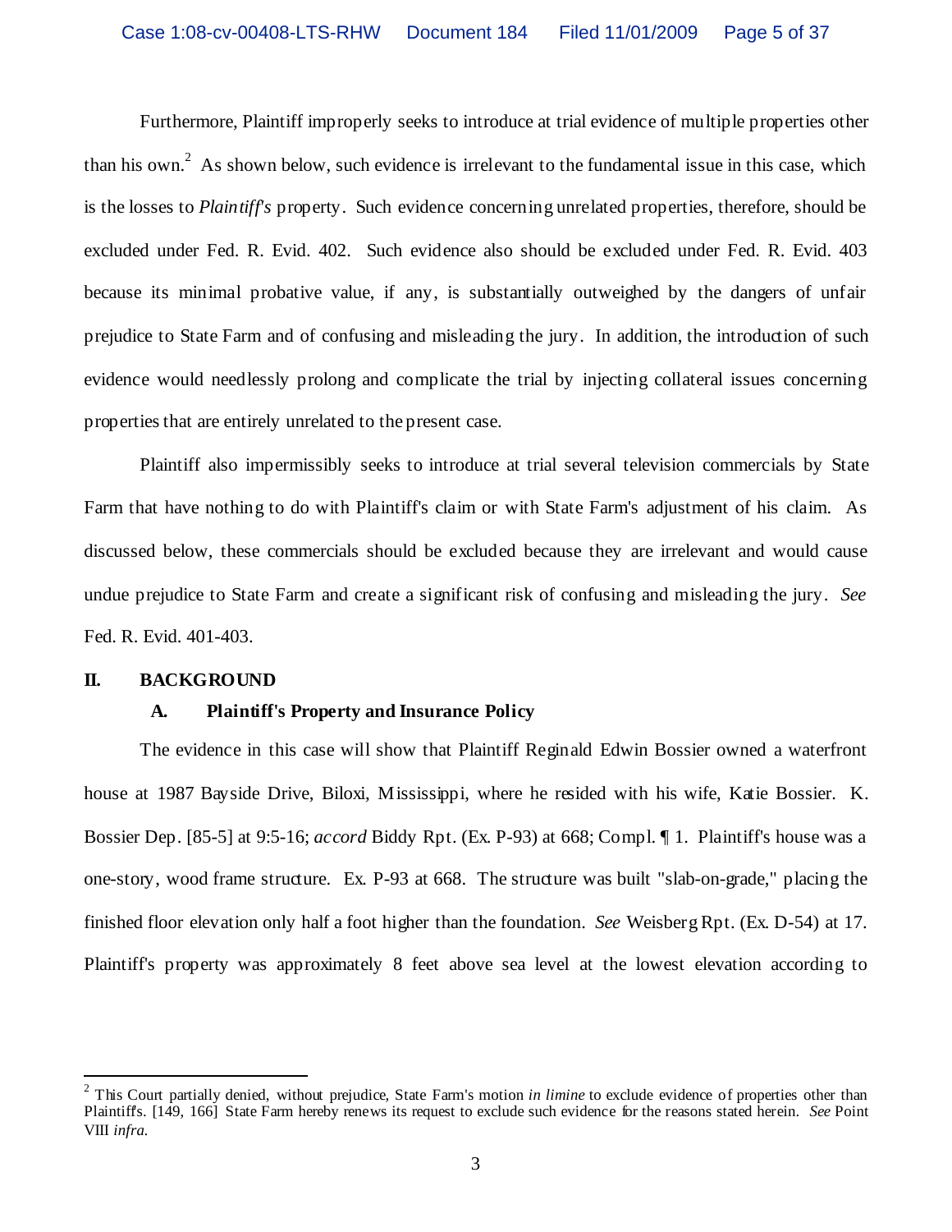Furthermore, Plaintiff improperly seeks to introduce at trial evidence of multiple properties other than his own.[2] As shown below, such evidence is irrelevant to the fundamental issue in this case, which is the losses to *Plaintiff's* property. Such evidence concerning unrelated properties, therefore, should be excluded under Fed. R. Evid. 402. Such evidence also should be excluded under Fed. R. Evid. 403 because its minimal probative value, if any, is substantially outweighed by the dangers of unfair prejudice to State Farm and of confusing and misleading the jury. In addition, the introduction of such evidence would needlessly prolong and complicate the trial by injecting collateral issues concerning properties that are entirely unrelated to the present case.

Plaintiff also impermissibly seeks to introduce at trial several television commercials by State Farm that have nothing to do with Plaintiff's claim or with State Farm's adjustment of his claim. As discussed below, these commercials should be excluded because they are irrelevant and would cause undue prejudice to State Farm and create a significant risk of confusing and misleading the jury. *See* Fed. R. Evid. 401-403.

## II. BACKGROUND

### A. Plaintiff's Property and Insurance Policy

The evidence in this case will show that Plaintiff Reginald Edwin Bossier owned a waterfront house at 1987 Bayside Drive, Biloxi, Mississippi, where he resided with his wife, Katie Bossier. K. Bossier Dep. [85-5] at 9:5-16; *accord* Biddy Rpt. (Ex. P-93) at 668; Compl. ¶ 1. Plaintiff's house was a one-story, wood frame structure. Ex. P-93 at 668. The structure was built "slab-on-grade," placing the finished floor elevation only half a foot higher than the foundation. *See* Weisberg Rpt. (Ex. D-54) at 17. Plaintiff's property was approximately 8 feet above sea level at the lowest elevation according to

---

[2] This Court partially denied, without prejudice, State Farm's motion *in limine* to exclude evidence of properties other than Plaintiff's. [149, 166] State Farm hereby renews its request to exclude such evidence for the reasons stated herein. *See* Point VIII *infra*.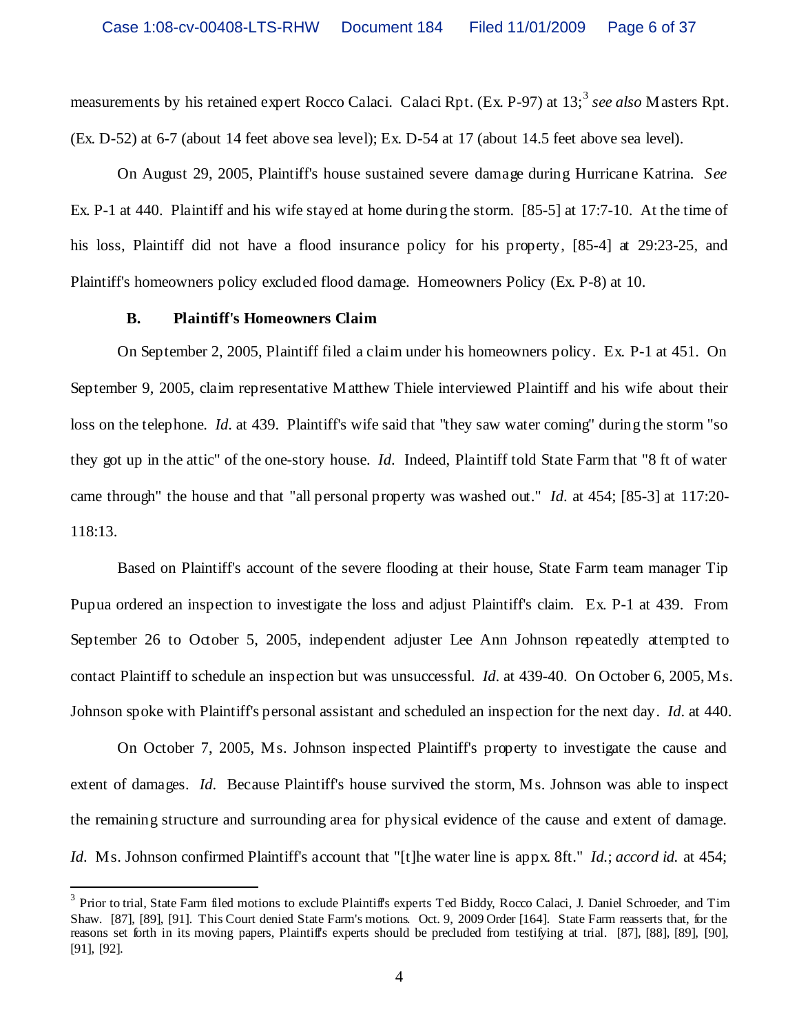measurements by his retained expert Rocco Calaci. Calaci Rpt. (Ex. P-97) at 13;[3] *see also* Masters Rpt. (Ex. D-52) at 6-7 (about 14 feet above sea level); Ex. D-54 at 17 (about 14.5 feet above sea level).

On August 29, 2005, Plaintiff's house sustained severe damage during Hurricane Katrina. *See* Ex. P-1 at 440. Plaintiff and his wife stayed at home during the storm. [85-5] at 17:7-10. At the time of his loss, Plaintiff did not have a flood insurance policy for his property, [85-4] at 29:23-25, and Plaintiff's homeowners policy excluded flood damage. Homeowners Policy (Ex. P-8) at 10.

### B. Plaintiff's Homeowners Claim

On September 2, 2005, Plaintiff filed a claim under his homeowners policy. Ex. P-1 at 451. On September 9, 2005, claim representative Matthew Thiele interviewed Plaintiff and his wife about their loss on the telephone. *Id.* at 439. Plaintiff's wife said that "they saw water coming" during the storm "so they got up in the attic" of the one-story house. *Id.* Indeed, Plaintiff told State Farm that "8 ft of water came through" the house and that "all personal property was washed out." *Id.* at 454; [85-3] at 117:20-118:13.

Based on Plaintiff's account of the severe flooding at their house, State Farm team manager Tip Pupua ordered an inspection to investigate the loss and adjust Plaintiff's claim. Ex. P-1 at 439. From September 26 to October 5, 2005, independent adjuster Lee Ann Johnson repeatedly attempted to contact Plaintiff to schedule an inspection but was unsuccessful. *Id.* at 439-40. On October 6, 2005, Ms. Johnson spoke with Plaintiff's personal assistant and scheduled an inspection for the next day. *Id.* at 440.

On October 7, 2005, Ms. Johnson inspected Plaintiff's property to investigate the cause and extent of damages. *Id.* Because Plaintiff's house survived the storm, Ms. Johnson was able to inspect the remaining structure and surrounding area for physical evidence of the cause and extent of damage. *Id.* Ms. Johnson confirmed Plaintiff's account that "[t]he water line is appx. 8ft." *Id.*; *accord id.* at 454;

---

[3] Prior to trial, State Farm filed motions to exclude Plaintiff's experts Ted Biddy, Rocco Calaci, J. Daniel Schroeder, and Tim Shaw. [87], [89], [91]. This Court denied State Farm's motions. Oct. 9, 2009 Order [164]. State Farm reasserts that, for the reasons set forth in its moving papers, Plaintiff's experts should be precluded from testifying at trial. [87], [88], [89], [90], [91], [92].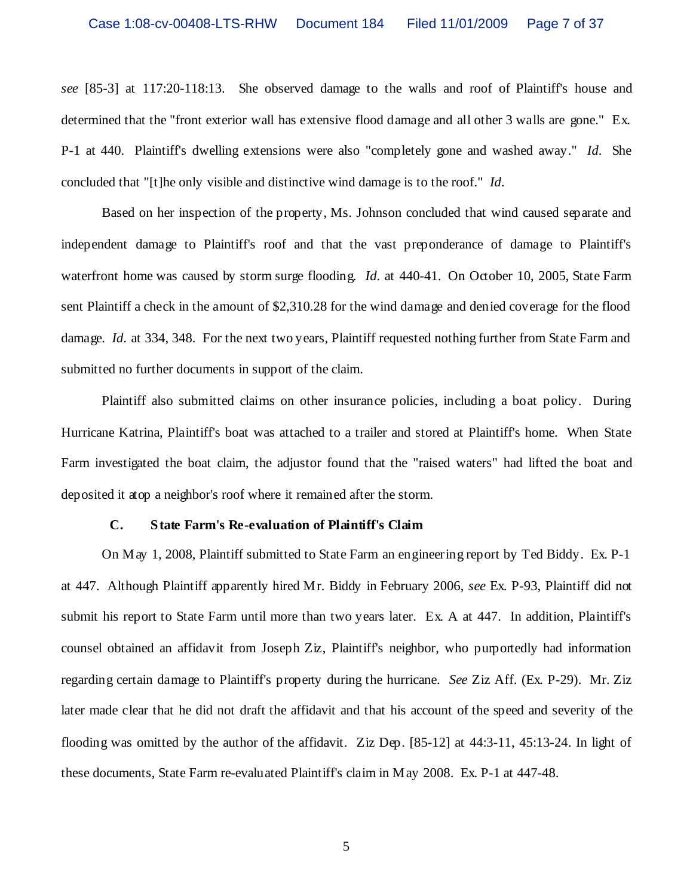*see* [85-3] at 117:20-118:13. She observed damage to the walls and roof of Plaintiff's house and determined that the "front exterior wall has extensive flood damage and all other 3 walls are gone." Ex. P-1 at 440. Plaintiff's dwelling extensions were also "completely gone and washed away." *Id.* She concluded that "[t]he only visible and distinctive wind damage is to the roof." *Id.*

Based on her inspection of the property, Ms. Johnson concluded that wind caused separate and independent damage to Plaintiff's roof and that the vast preponderance of damage to Plaintiff's waterfront home was caused by storm surge flooding. *Id.* at 440-41. On October 10, 2005, State Farm sent Plaintiff a check in the amount of $2,310.28 for the wind damage and denied coverage for the flood damage. *Id.* at 334, 348. For the next two years, Plaintiff requested nothing further from State Farm and submitted no further documents in support of the claim.

Plaintiff also submitted claims on other insurance policies, including a boat policy. During Hurricane Katrina, Plaintiff's boat was attached to a trailer and stored at Plaintiff's home. When State Farm investigated the boat claim, the adjustor found that the "raised waters" had lifted the boat and deposited it atop a neighbor's roof where it remained after the storm.

### C. State Farm's Re-evaluation of Plaintiff's Claim

On May 1, 2008, Plaintiff submitted to State Farm an engineering report by Ted Biddy. Ex. P-1 at 447. Although Plaintiff apparently hired Mr. Biddy in February 2006, *see* Ex. P-93, Plaintiff did not submit his report to State Farm until more than two years later. Ex. A at 447. In addition, Plaintiff's counsel obtained an affidavit from Joseph Ziz, Plaintiff's neighbor, who purportedly had information regarding certain damage to Plaintiff's property during the hurricane. *See* Ziz Aff. (Ex. P-29). Mr. Ziz later made clear that he did not draft the affidavit and that his account of the speed and severity of the flooding was omitted by the author of the affidavit. Ziz Dep. [85-12] at 44:3-11, 45:13-24. In light of these documents, State Farm re-evaluated Plaintiff's claim in May 2008. Ex. P-1 at 447-48.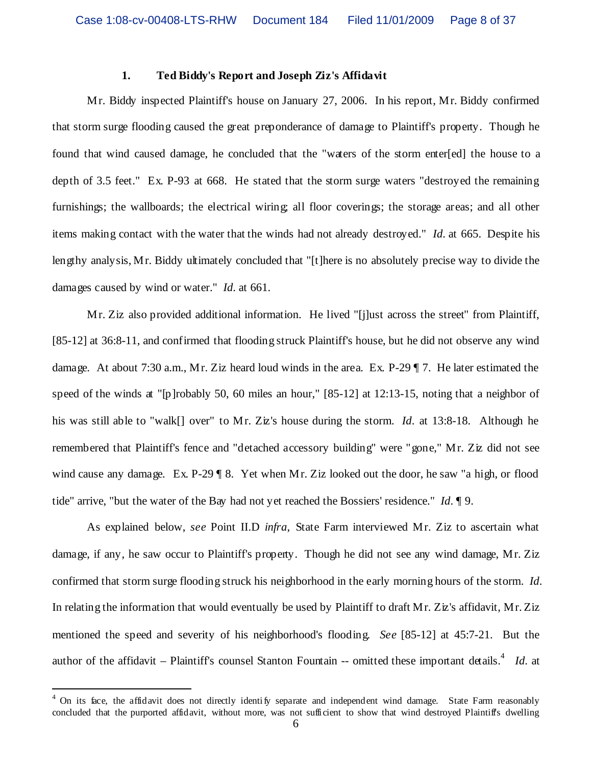### 1. Ted Biddy's Report and Joseph Ziz's Affidavit

Mr. Biddy inspected Plaintiff's house on January 27, 2006. In his report, Mr. Biddy confirmed that storm surge flooding caused the great preponderance of damage to Plaintiff's property. Though he found that wind caused damage, he concluded that the "waters of the storm enter[ed] the house to a depth of 3.5 feet." Ex. P-93 at 668. He stated that the storm surge waters "destroyed the remaining furnishings; the wallboards; the electrical wiring; all floor coverings; the storage areas; and all other items making contact with the water that the winds had not already destroyed." *Id.* at 665. Despite his lengthy analysis, Mr. Biddy ultimately concluded that "[t]here is no absolutely precise way to divide the damages caused by wind or water." *Id.* at 661.

Mr. Ziz also provided additional information. He lived "[j]ust across the street" from Plaintiff, [85-12] at 36:8-11, and confirmed that flooding struck Plaintiff's house, but he did not observe any wind damage. At about 7:30 a.m., Mr. Ziz heard loud winds in the area. Ex. P-29 ¶ 7. He later estimated the speed of the winds at "[p]robably 50, 60 miles an hour," [85-12] at 12:13-15, noting that a neighbor of his was still able to "walk[] over" to Mr. Ziz's house during the storm. *Id.* at 13:8-18. Although he remembered that Plaintiff's fence and "detached accessory building" were "gone," Mr. Ziz did not see wind cause any damage. Ex. P-29 ¶ 8. Yet when Mr. Ziz looked out the door, he saw "a high, or flood tide" arrive, "but the water of the Bay had not yet reached the Bossiers' residence." *Id.* ¶ 9.

As explained below, *see* Point II.D *infra*, State Farm interviewed Mr. Ziz to ascertain what damage, if any, he saw occur to Plaintiff's property. Though he did not see any wind damage, Mr. Ziz confirmed that storm surge flooding struck his neighborhood in the early morning hours of the storm. *Id.* In relating the information that would eventually be used by Plaintiff to draft Mr. Ziz's affidavit, Mr. Ziz mentioned the speed and severity of his neighborhood's flooding. *See* [85-12] at 45:7-21. But the author of the affidavit – Plaintiff's counsel Stanton Fountain -- omitted these important details.[4] *Id.* at

[4] On its face, the affidavit does not directly identify separate and independent wind damage. State Farm reasonably concluded that the purported affidavit, without more, was not sufficient to show that wind destroyed Plaintiff's dwelling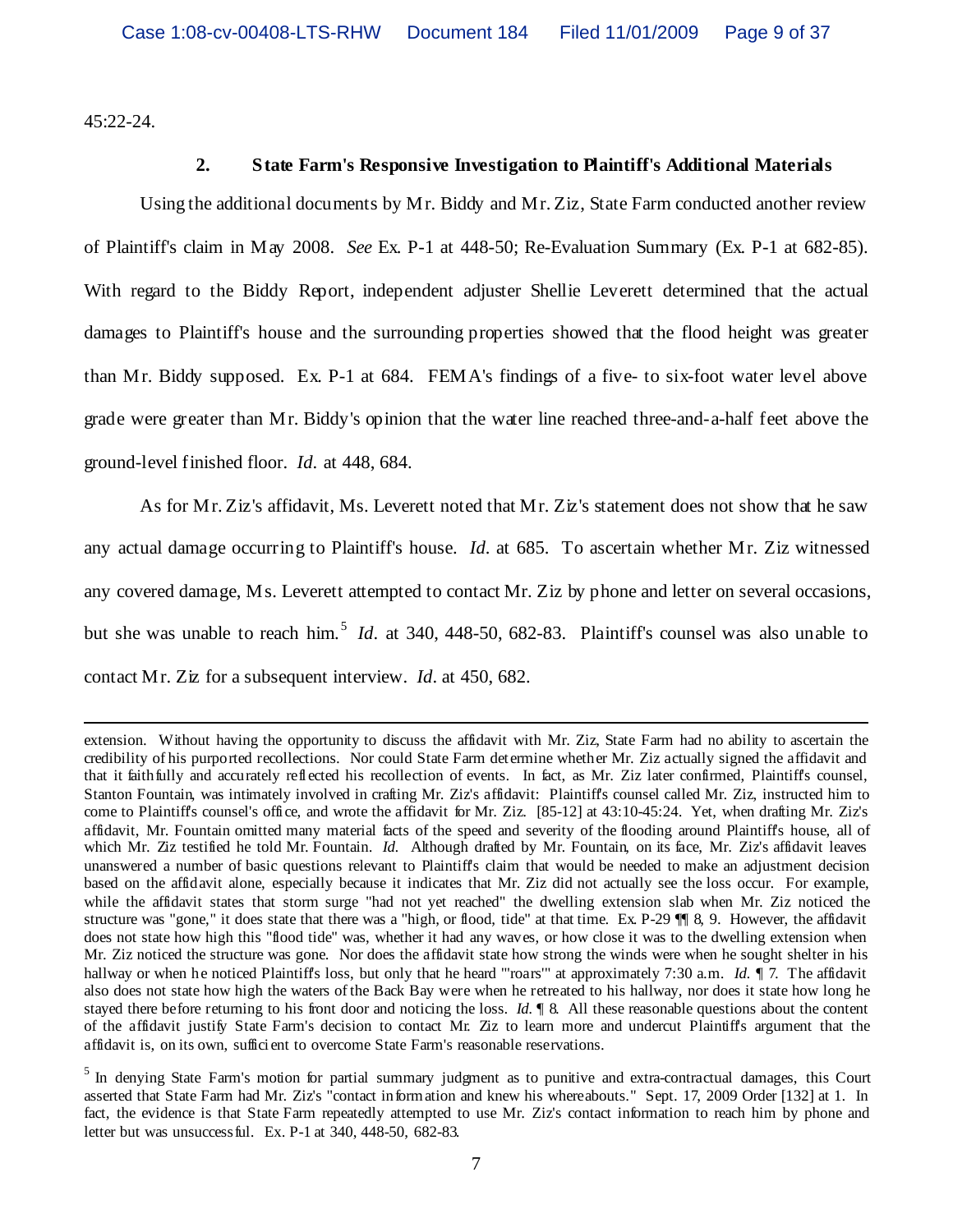45:22-24.

### 2. State Farm's Responsive Investigation to Plaintiff's Additional Materials

Using the additional documents by Mr. Biddy and Mr. Ziz, State Farm conducted another review of Plaintiff's claim in May 2008. *See* Ex. P-1 at 448-50; Re-Evaluation Summary (Ex. P-1 at 682-85). With regard to the Biddy Report, independent adjuster Shellie Leverett determined that the actual damages to Plaintiff's house and the surrounding properties showed that the flood height was greater than Mr. Biddy supposed. Ex. P-1 at 684. FEMA's findings of a five- to six-foot water level above grade were greater than Mr. Biddy's opinion that the water line reached three-and-a-half feet above the ground-level finished floor. *Id.* at 448, 684.

As for Mr. Ziz's affidavit, Ms. Leverett noted that Mr. Ziz's statement does not show that he saw any actual damage occurring to Plaintiff's house. *Id.* at 685. To ascertain whether Mr. Ziz witnessed any covered damage, Ms. Leverett attempted to contact Mr. Ziz by phone and letter on several occasions, but she was unable to reach him.[5] *Id.* at 340, 448-50, 682-83. Plaintiff's counsel was also unable to contact Mr. Ziz for a subsequent interview. *Id.* at 450, 682.

---

extension. Without having the opportunity to discuss the affidavit with Mr. Ziz, State Farm had no ability to ascertain the credibility of his purported recollections. Nor could State Farm determine whether Mr. Ziz actually signed the affidavit and that it faithfully and accurately reflected his recollection of events. In fact, as Mr. Ziz later confirmed, Plaintiff's counsel, Stanton Fountain, was intimately involved in crafting Mr. Ziz's affidavit: Plaintiff's counsel called Mr. Ziz, instructed him to come to Plaintiff's counsel's office, and wrote the affidavit for Mr. Ziz. [85-12] at 43:10-45:24. Yet, when drafting Mr. Ziz's affidavit, Mr. Fountain omitted many material facts of the speed and severity of the flooding around Plaintiff's house, all of which Mr. Ziz testified he told Mr. Fountain. *Id.* Although drafted by Mr. Fountain, on its face, Mr. Ziz's affidavit leaves unanswered a number of basic questions relevant to Plaintiff's claim that would be needed to make an adjustment decision based on the affidavit alone, especially because it indicates that Mr. Ziz did not actually see the loss occur. For example, while the affidavit states that storm surge "had not yet reached" the dwelling extension slab when Mr. Ziz noticed the structure was "gone," it does state that there was a "high, or flood, tide" at that time. Ex. P-29 ¶¶ 8, 9. However, the affidavit does not state how high this "flood tide" was, whether it had any waves, or how close it was to the dwelling extension when Mr. Ziz noticed the structure was gone. Nor does the affidavit state how strong the winds were when he sought shelter in his hallway or when he noticed Plaintiff's loss, but only that he heard "'roars'" at approximately 7:30 a.m. *Id.* ¶ 7. The affidavit also does not state how high the waters of the Back Bay were when he retreated to his hallway, nor does it state how long he stayed there before returning to his front door and noticing the loss. *Id.* ¶ 8. All these reasonable questions about the content of the affidavit justify State Farm's decision to contact Mr. Ziz to learn more and undercut Plaintiff's argument that the affidavit is, on its own, sufficient to overcome State Farm's reasonable reservations.

[5] In denying State Farm's motion for partial summary judgment as to punitive and extra-contractual damages, this Court asserted that State Farm had Mr. Ziz's "contact information and knew his whereabouts." Sept. 17, 2009 Order [132] at 1. In fact, the evidence is that State Farm repeatedly attempted to use Mr. Ziz's contact information to reach him by phone and letter but was unsuccessful. Ex. P-1 at 340, 448-50, 682-83.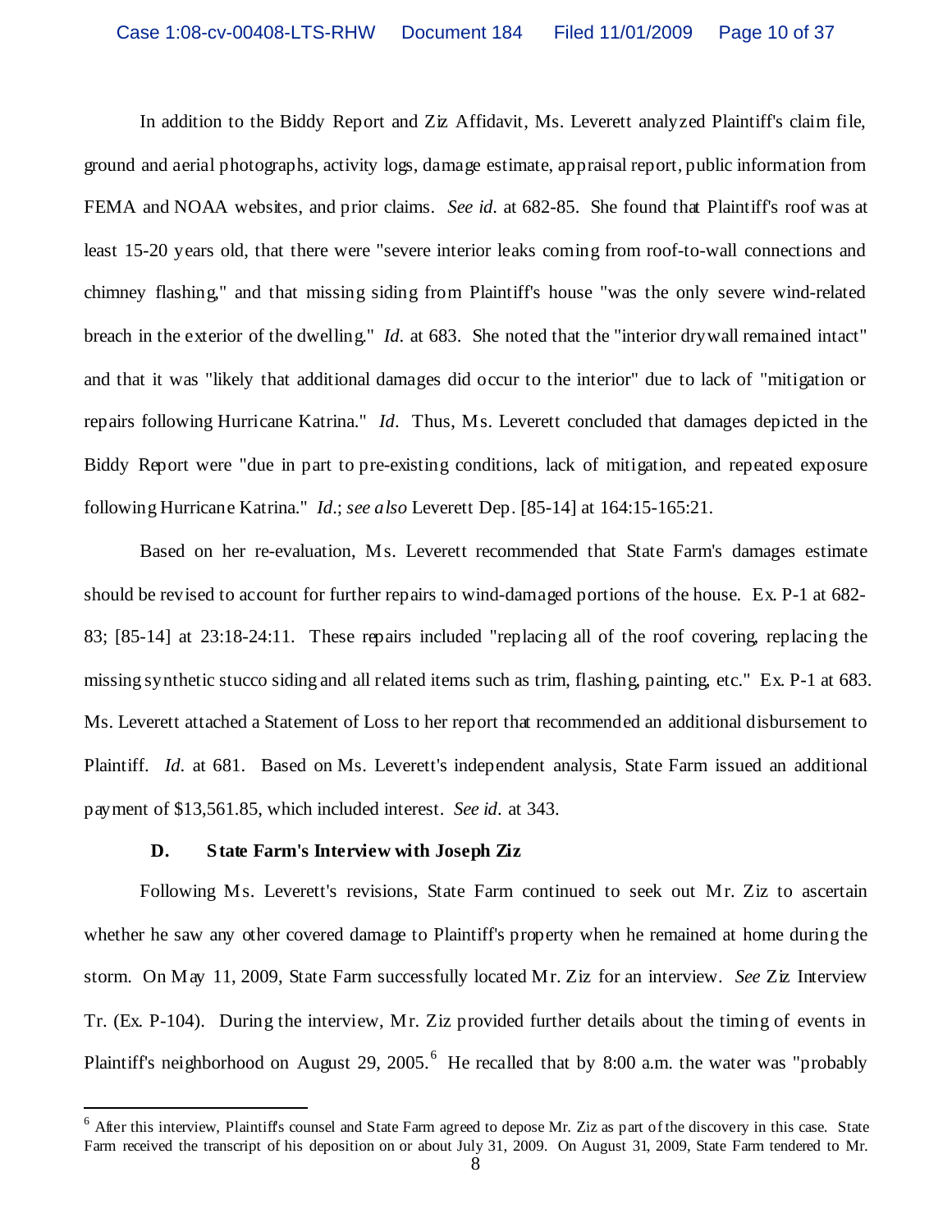In addition to the Biddy Report and Ziz Affidavit, Ms. Leverett analyzed Plaintiff's claim file, ground and aerial photographs, activity logs, damage estimate, appraisal report, public information from FEMA and NOAA websites, and prior claims. *See id.* at 682-85. She found that Plaintiff's roof was at least 15-20 years old, that there were "severe interior leaks coming from roof-to-wall connections and chimney flashing," and that missing siding from Plaintiff's house "was the only severe wind-related breach in the exterior of the dwelling." *Id.* at 683. She noted that the "interior drywall remained intact" and that it was "likely that additional damages did occur to the interior" due to lack of "mitigation or repairs following Hurricane Katrina." *Id.* Thus, Ms. Leverett concluded that damages depicted in the Biddy Report were "due in part to pre-existing conditions, lack of mitigation, and repeated exposure following Hurricane Katrina." *Id.*; *see also* Leverett Dep. [85-14] at 164:15-165:21.

Based on her re-evaluation, Ms. Leverett recommended that State Farm's damages estimate should be revised to account for further repairs to wind-damaged portions of the house. Ex. P-1 at 682-83; [85-14] at 23:18-24:11. These repairs included "replacing all of the roof covering, replacing the missing synthetic stucco siding and all related items such as trim, flashing, painting, etc." Ex. P-1 at 683. Ms. Leverett attached a Statement of Loss to her report that recommended an additional disbursement to Plaintiff. *Id.* at 681. Based on Ms. Leverett's independent analysis, State Farm issued an additional payment of $13,561.85, which included interest. *See id.* at 343.

### D. State Farm's Interview with Joseph Ziz

Following Ms. Leverett's revisions, State Farm continued to seek out Mr. Ziz to ascertain whether he saw any other covered damage to Plaintiff's property when he remained at home during the storm. On May 11, 2009, State Farm successfully located Mr. Ziz for an interview. *See* Ziz Interview Tr. (Ex. P-104). During the interview, Mr. Ziz provided further details about the timing of events in Plaintiff's neighborhood on August 29, 2005.[6] He recalled that by 8:00 a.m. the water was "probably

[6] After this interview, Plaintiff's counsel and State Farm agreed to depose Mr. Ziz as part of the discovery in this case. State Farm received the transcript of his deposition on or about July 31, 2009. On August 31, 2009, State Farm tendered to Mr.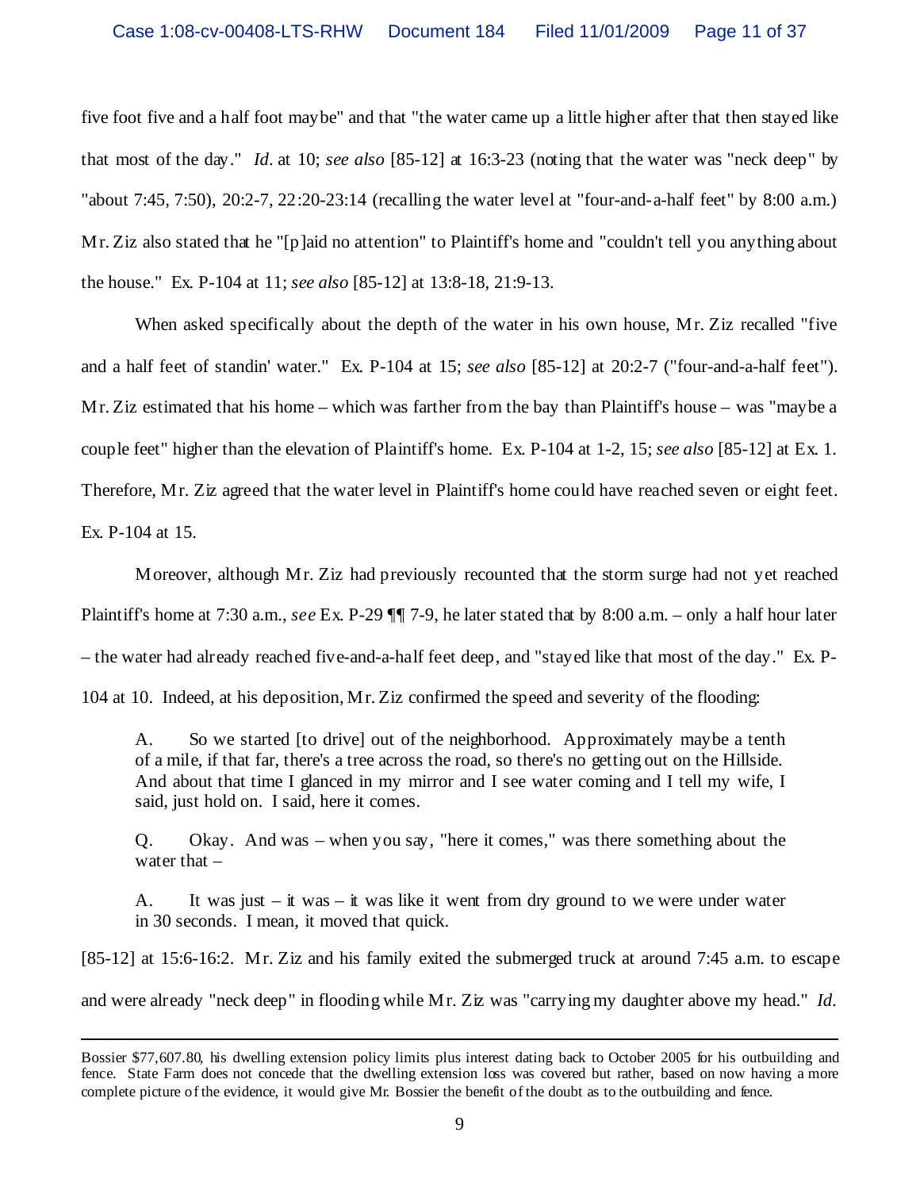five foot five and a half foot maybe" and that "the water came up a little higher after that then stayed like that most of the day." *Id.* at 10; *see also* [85-12] at 16:3-23 (noting that the water was "neck deep" by "about 7:45, 7:50), 20:2-7, 22:20-23:14 (recalling the water level at "four-and-a-half feet" by 8:00 a.m.) Mr. Ziz also stated that he "[p]aid no attention" to Plaintiff's home and "couldn't tell you anything about the house." Ex. P-104 at 11; *see also* [85-12] at 13:8-18, 21:9-13.

When asked specifically about the depth of the water in his own house, Mr. Ziz recalled "five and a half feet of standin' water." Ex. P-104 at 15; *see also* [85-12] at 20:2-7 ("four-and-a-half feet"). Mr. Ziz estimated that his home – which was farther from the bay than Plaintiff's house – was "maybe a couple feet" higher than the elevation of Plaintiff's home. Ex. P-104 at 1-2, 15; *see also* [85-12] at Ex. 1. Therefore, Mr. Ziz agreed that the water level in Plaintiff's home could have reached seven or eight feet. Ex. P-104 at 15.

Moreover, although Mr. Ziz had previously recounted that the storm surge had not yet reached Plaintiff's home at 7:30 a.m., *see* Ex. P-29 ¶¶ 7-9, he later stated that by 8:00 a.m. – only a half hour later – the water had already reached five-and-a-half feet deep, and "stayed like that most of the day." Ex. P-104 at 10. Indeed, at his deposition, Mr. Ziz confirmed the speed and severity of the flooding:

> A. So we started [to drive] out of the neighborhood. Approximately maybe a tenth of a mile, if that far, there's a tree across the road, so there's no getting out on the Hillside. And about that time I glanced in my mirror and I see water coming and I tell my wife, I said, just hold on. I said, here it comes.
>
> Q. Okay. And was – when you say, "here it comes," was there something about the water that –
>
> A. It was just – it was – it was like it went from dry ground to we were under water in 30 seconds. I mean, it moved that quick.

[85-12] at 15:6-16:2. Mr. Ziz and his family exited the submerged truck at around 7:45 a.m. to escape and were already "neck deep" in flooding while Mr. Ziz was "carrying my daughter above my head." *Id.*

---

Bossier $77,607.80, his dwelling extension policy limits plus interest dating back to October 2005 for his outbuilding and fence. State Farm does not concede that the dwelling extension loss was covered but rather, based on now having a more complete picture of the evidence, it would give Mr. Bossier the benefit of the doubt as to the outbuilding and fence.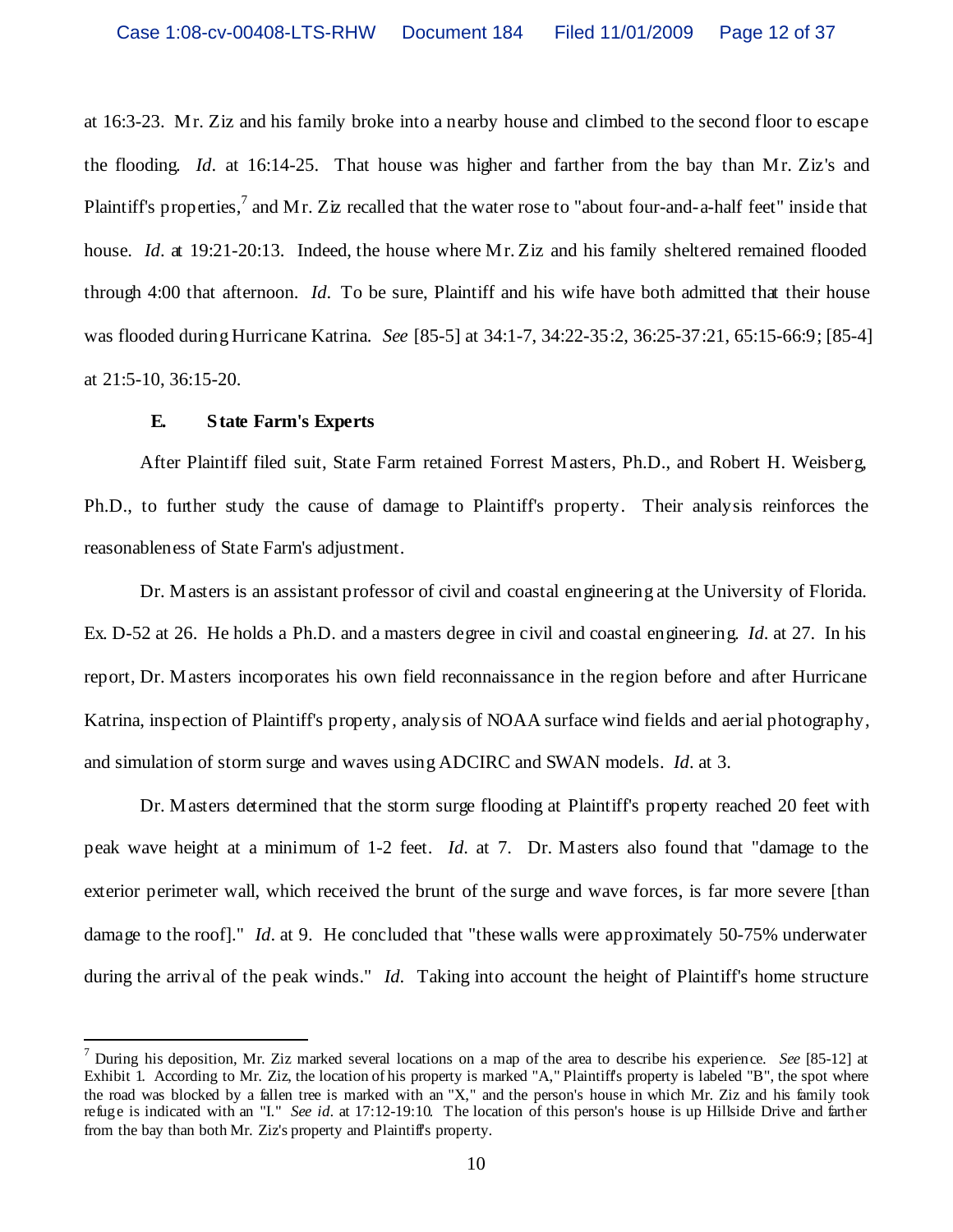at 16:3-23. Mr. Ziz and his family broke into a nearby house and climbed to the second floor to escape the flooding. *Id.* at 16:14-25. That house was higher and farther from the bay than Mr. Ziz's and Plaintiff's properties,[7] and Mr. Ziz recalled that the water rose to "about four-and-a-half feet" inside that house. *Id.* at 19:21-20:13. Indeed, the house where Mr. Ziz and his family sheltered remained flooded through 4:00 that afternoon. *Id.* To be sure, Plaintiff and his wife have both admitted that their house was flooded during Hurricane Katrina. *See* [85-5] at 34:1-7, 34:22-35:2, 36:25-37:21, 65:15-66:9; [85-4] at 21:5-10, 36:15-20.

### E. State Farm's Experts

After Plaintiff filed suit, State Farm retained Forrest Masters, Ph.D., and Robert H. Weisberg, Ph.D., to further study the cause of damage to Plaintiff's property. Their analysis reinforces the reasonableness of State Farm's adjustment.

Dr. Masters is an assistant professor of civil and coastal engineering at the University of Florida. Ex. D-52 at 26. He holds a Ph.D. and a masters degree in civil and coastal engineering. *Id.* at 27. In his report, Dr. Masters incorporates his own field reconnaissance in the region before and after Hurricane Katrina, inspection of Plaintiff's property, analysis of NOAA surface wind fields and aerial photography, and simulation of storm surge and waves using ADCIRC and SWAN models. *Id.* at 3.

Dr. Masters determined that the storm surge flooding at Plaintiff's property reached 20 feet with peak wave height at a minimum of 1-2 feet. *Id.* at 7. Dr. Masters also found that "damage to the exterior perimeter wall, which received the brunt of the surge and wave forces, is far more severe [than damage to the roof]." *Id.* at 9. He concluded that "these walls were approximately 50-75% underwater during the arrival of the peak winds." *Id.* Taking into account the height of Plaintiff's home structure

---

[7] During his deposition, Mr. Ziz marked several locations on a map of the area to describe his experience. *See* [85-12] at Exhibit 1. According to Mr. Ziz, the location of his property is marked "A," Plaintiff's property is labeled "B", the spot where the road was blocked by a fallen tree is marked with an "X," and the person's house in which Mr. Ziz and his family took refuge is indicated with an "I." *See id.* at 17:12-19:10. The location of this person's house is up Hillside Drive and farther from the bay than both Mr. Ziz's property and Plaintiff's property.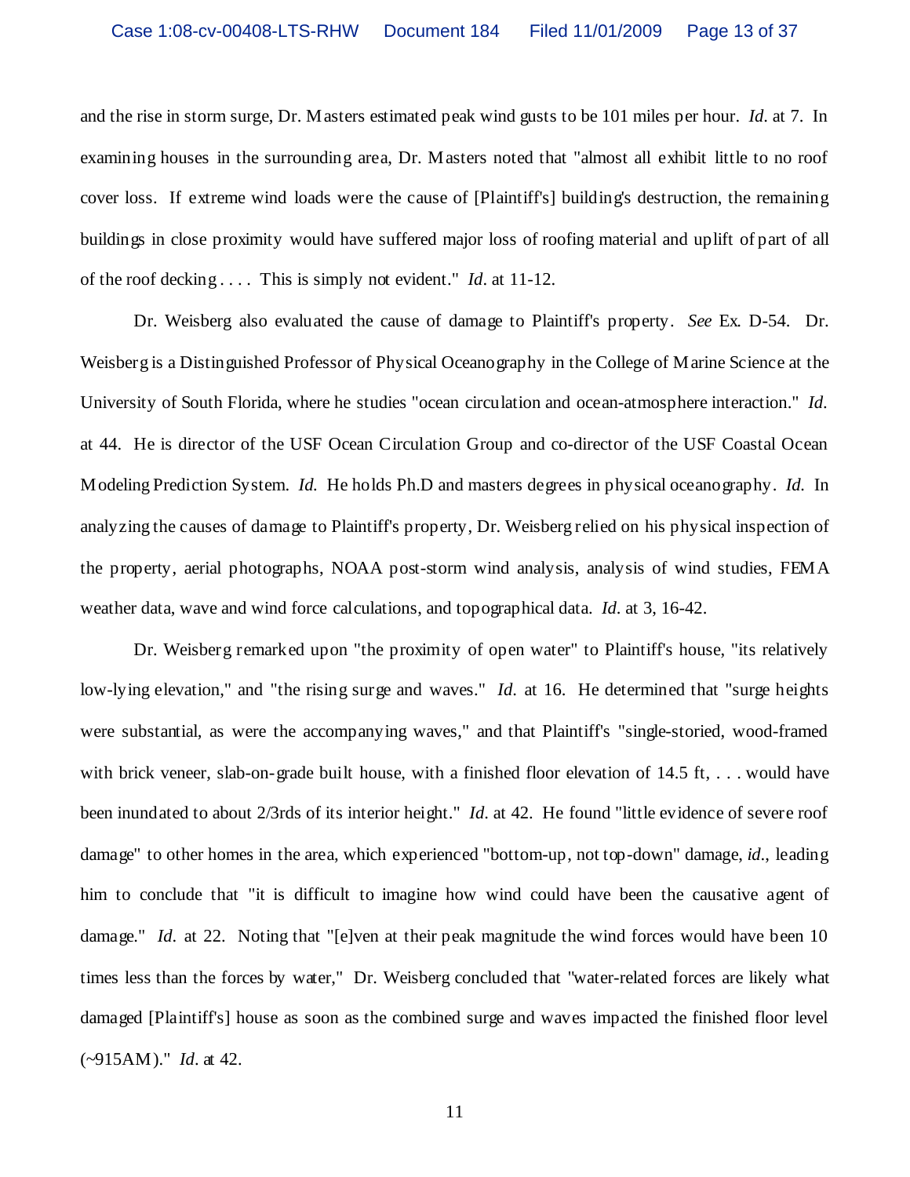and the rise in storm surge, Dr. Masters estimated peak wind gusts to be 101 miles per hour. *Id.* at 7. In examining houses in the surrounding area, Dr. Masters noted that "almost all exhibit little to no roof cover loss. If extreme wind loads were the cause of [Plaintiff's] building's destruction, the remaining buildings in close proximity would have suffered major loss of roofing material and uplift of part of all of the roof decking . . . . This is simply not evident." *Id.* at 11-12.

Dr. Weisberg also evaluated the cause of damage to Plaintiff's property. *See* Ex. D-54. Dr. Weisberg is a Distinguished Professor of Physical Oceanography in the College of Marine Science at the University of South Florida, where he studies "ocean circulation and ocean-atmosphere interaction." *Id.* at 44. He is director of the USF Ocean Circulation Group and co-director of the USF Coastal Ocean Modeling Prediction System. *Id.* He holds Ph.D and masters degrees in physical oceanography. *Id.* In analyzing the causes of damage to Plaintiff's property, Dr. Weisberg relied on his physical inspection of the property, aerial photographs, NOAA post-storm wind analysis, analysis of wind studies, FEMA weather data, wave and wind force calculations, and topographical data. *Id.* at 3, 16-42.

Dr. Weisberg remarked upon "the proximity of open water" to Plaintiff's house, "its relatively low-lying elevation," and "the rising surge and waves." *Id.* at 16. He determined that "surge heights were substantial, as were the accompanying waves," and that Plaintiff's "single-storied, wood-framed with brick veneer, slab-on-grade built house, with a finished floor elevation of 14.5 ft, . . . would have been inundated to about 2/3rds of its interior height." *Id.* at 42. He found "little evidence of severe roof damage" to other homes in the area, which experienced "bottom-up, not top-down" damage, *id.*, leading him to conclude that "it is difficult to imagine how wind could have been the causative agent of damage." *Id.* at 22. Noting that "[e]ven at their peak magnitude the wind forces would have been 10 times less than the forces by water," Dr. Weisberg concluded that "water-related forces are likely what damaged [Plaintiff's] house as soon as the combined surge and waves impacted the finished floor level (~915AM)." *Id.* at 42.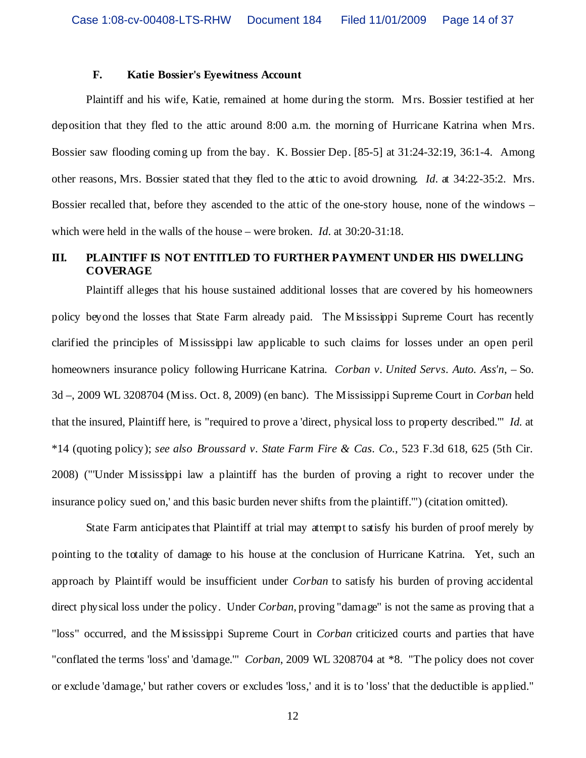### F. Katie Bossier's Eyewitness Account

Plaintiff and his wife, Katie, remained at home during the storm. Mrs. Bossier testified at her deposition that they fled to the attic around 8:00 a.m. the morning of Hurricane Katrina when Mrs. Bossier saw flooding coming up from the bay. K. Bossier Dep. [85-5] at 31:24-32:19, 36:1-4. Among other reasons, Mrs. Bossier stated that they fled to the attic to avoid drowning. *Id.* at 34:22-35:2. Mrs. Bossier recalled that, before they ascended to the attic of the one-story house, none of the windows – which were held in the walls of the house – were broken. *Id.* at 30:20-31:18.

## III. PLAINTIFF IS NOT ENTITLED TO FURTHER PAYMENT UNDER HIS DWELLING COVERAGE

Plaintiff alleges that his house sustained additional losses that are covered by his homeowners policy beyond the losses that State Farm already paid. The Mississippi Supreme Court has recently clarified the principles of Mississippi law applicable to such claims for losses under an open peril homeowners insurance policy following Hurricane Katrina. *Corban v. United Servs. Auto. Ass'n*, – So. 3d –, 2009 WL 3208704 (Miss. Oct. 8, 2009) (en banc). The Mississippi Supreme Court in *Corban* held that the insured, Plaintiff here, is "required to prove a 'direct, physical loss to property described.'" *Id.* at *14 (quoting policy); *see also Broussard v. State Farm Fire & Cas. Co.*, 523 F.3d 618, 625 (5th Cir. 2008) ("'Under Mississippi law a plaintiff has the burden of proving a right to recover under the insurance policy sued on,' and this basic burden never shifts from the plaintiff.'") (citation omitted).

State Farm anticipates that Plaintiff at trial may attempt to satisfy his burden of proof merely by pointing to the totality of damage to his house at the conclusion of Hurricane Katrina. Yet, such an approach by Plaintiff would be insufficient under *Corban* to satisfy his burden of proving accidental direct physical loss under the policy. Under *Corban*, proving "damage" is not the same as proving that a "loss" occurred, and the Mississippi Supreme Court in *Corban* criticized courts and parties that have "conflated the terms 'loss' and 'damage.'" *Corban*, 2009 WL 3208704 at *8. "The policy does not cover or exclude 'damage,' but rather covers or excludes 'loss,' and it is to 'loss' that the deductible is applied."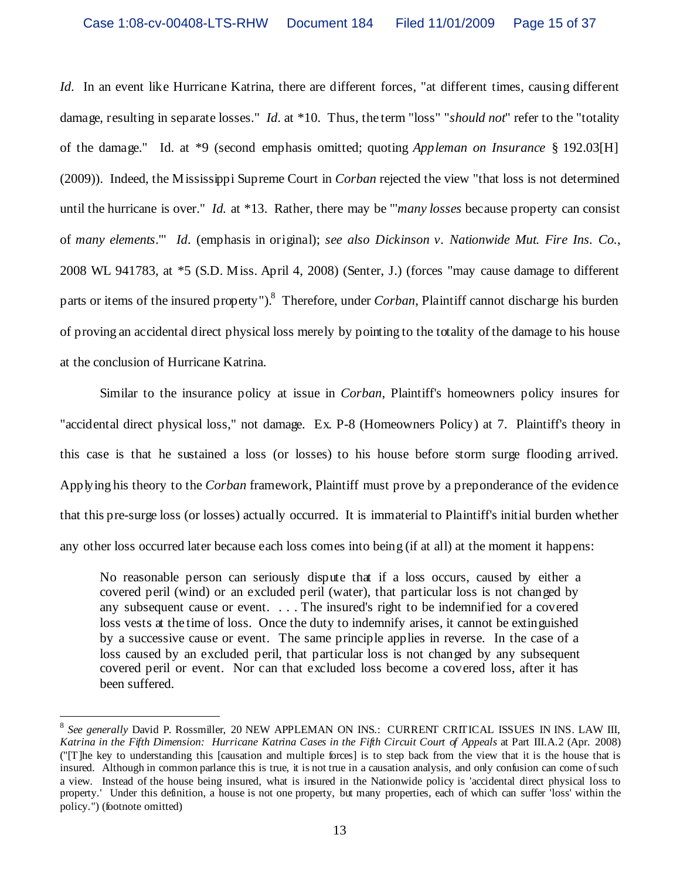*Id*. In an event like Hurricane Katrina, there are different forces, "at different times, causing different damage, resulting in separate losses." *Id*. at *10. Thus, the term "loss" "*should not*" refer to the "totality of the damage." Id. at *9 (second emphasis omitted; quoting *Appleman on Insurance* § 192.03[H] (2009)). Indeed, the Mississippi Supreme Court in *Corban* rejected the view "that loss is not determined until the hurricane is over." *Id.* at *13. Rather, there may be "'*many losses* because property can consist of *many elements*.'" *Id*. (emphasis in original); *see also Dickinson v. Nationwide Mut. Fire Ins. Co.*, 2008 WL 941783, at *5 (S.D. Miss. April 4, 2008) (Senter, J.) (forces "may cause damage to different parts or items of the insured property").[8] Therefore, under *Corban*, Plaintiff cannot discharge his burden of proving an accidental direct physical loss merely by pointing to the totality of the damage to his house at the conclusion of Hurricane Katrina.

Similar to the insurance policy at issue in *Corban*, Plaintiff's homeowners policy insures for "accidental direct physical loss," not damage. Ex. P-8 (Homeowners Policy) at 7. Plaintiff's theory in this case is that he sustained a loss (or losses) to his house before storm surge flooding arrived. Applying his theory to the *Corban* framework, Plaintiff must prove by a preponderance of the evidence that this pre-surge loss (or losses) actually occurred. It is immaterial to Plaintiff's initial burden whether any other loss occurred later because each loss comes into being (if at all) at the moment it happens:

> No reasonable person can seriously dispute that if a loss occurs, caused by either a covered peril (wind) or an excluded peril (water), that particular loss is not changed by any subsequent cause or event. . . . The insured's right to be indemnified for a covered loss vests at the time of loss. Once the duty to indemnify arises, it cannot be extinguished by a successive cause or event. The same principle applies in reverse. In the case of a loss caused by an excluded peril, that particular loss is not changed by any subsequent covered peril or event. Nor can that excluded loss become a covered loss, after it has been suffered.

---

[8] *See generally* David P. Rossmiller, 20 NEW APPLEMAN ON INS.: CURRENT CRITICAL ISSUES IN INS. LAW III, *Katrina in the Fifth Dimension: Hurricane Katrina Cases in the Fifth Circuit Court of Appeals* at Part III.A.2 (Apr. 2008) ("[T]he key to understanding this [causation and multiple forces] is to step back from the view that it is the house that is insured. Although in common parlance this is true, it is not true in a causation analysis, and only confusion can come of such a view. Instead of the house being insured, what is insured in the Nationwide policy is 'accidental direct physical loss to property.' Under this definition, a house is not one property, but many properties, each of which can suffer 'loss' within the policy.") (footnote omitted)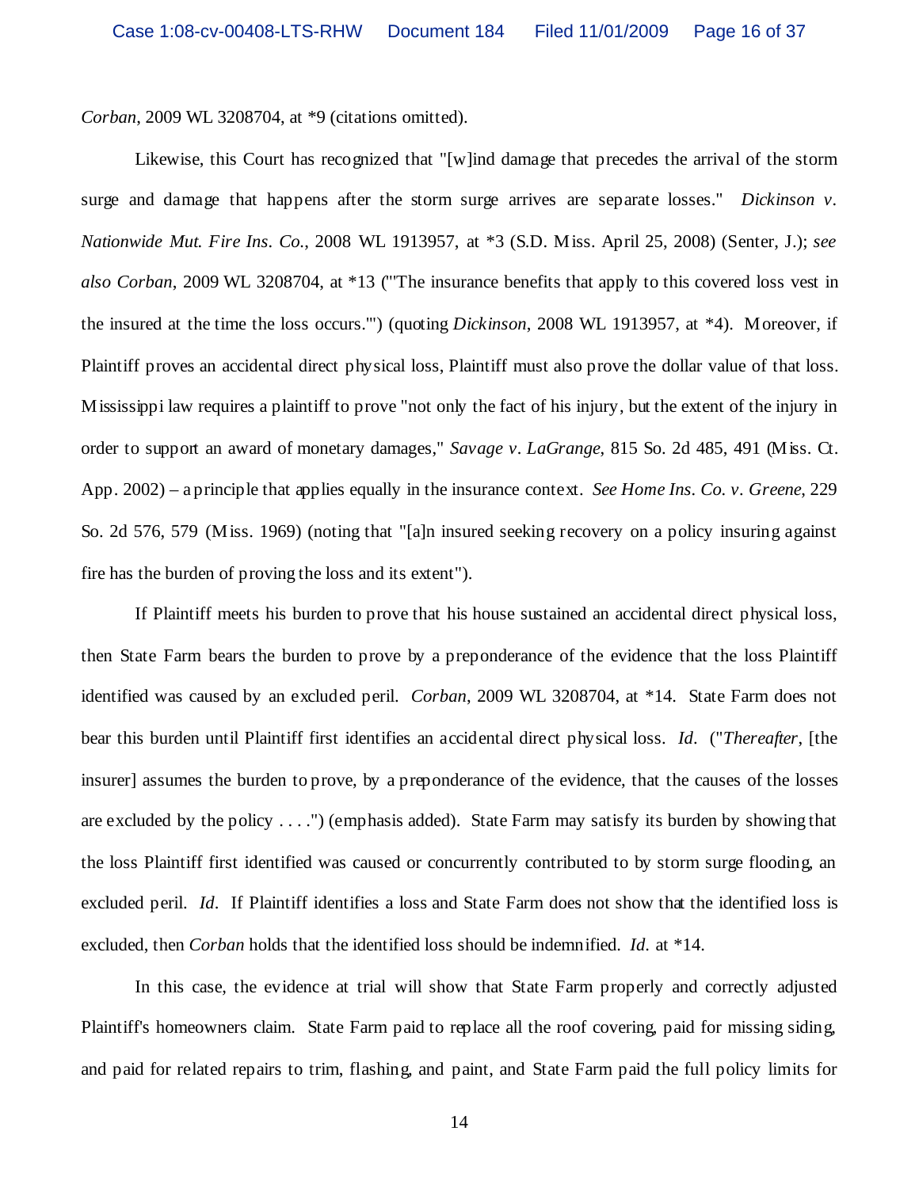*Corban*, 2009 WL 3208704, at *9 (citations omitted).

Likewise, this Court has recognized that "[w]ind damage that precedes the arrival of the storm surge and damage that happens after the storm surge arrives are separate losses." *Dickinson v. Nationwide Mut. Fire Ins. Co.*, 2008 WL 1913957, at *3 (S.D. Miss. April 25, 2008) (Senter, J.); *see also Corban*, 2009 WL 3208704, at *13 ("'The insurance benefits that apply to this covered loss vest in the insured at the time the loss occurs.'") (quoting *Dickinson*, 2008 WL 1913957, at *4). Moreover, if Plaintiff proves an accidental direct physical loss, Plaintiff must also prove the dollar value of that loss. Mississippi law requires a plaintiff to prove "not only the fact of his injury, but the extent of the injury in order to support an award of monetary damages," *Savage v. LaGrange*, 815 So. 2d 485, 491 (Miss. Ct. App. 2002) – a principle that applies equally in the insurance context. *See Home Ins. Co. v. Greene*, 229 So. 2d 576, 579 (Miss. 1969) (noting that "[a]n insured seeking recovery on a policy insuring against fire has the burden of proving the loss and its extent").

If Plaintiff meets his burden to prove that his house sustained an accidental direct physical loss, then State Farm bears the burden to prove by a preponderance of the evidence that the loss Plaintiff identified was caused by an excluded peril. *Corban*, 2009 WL 3208704, at *14. State Farm does not bear this burden until Plaintiff first identifies an accidental direct physical loss. *Id.* ("*Thereafter*, [the insurer] assumes the burden to prove, by a preponderance of the evidence, that the causes of the losses are excluded by the policy . . . .") (emphasis added). State Farm may satisfy its burden by showing that the loss Plaintiff first identified was caused or concurrently contributed to by storm surge flooding, an excluded peril. *Id.* If Plaintiff identifies a loss and State Farm does not show that the identified loss is excluded, then *Corban* holds that the identified loss should be indemnified. *Id.* at *14.

In this case, the evidence at trial will show that State Farm properly and correctly adjusted Plaintiff's homeowners claim. State Farm paid to replace all the roof covering, paid for missing siding, and paid for related repairs to trim, flashing, and paint, and State Farm paid the full policy limits for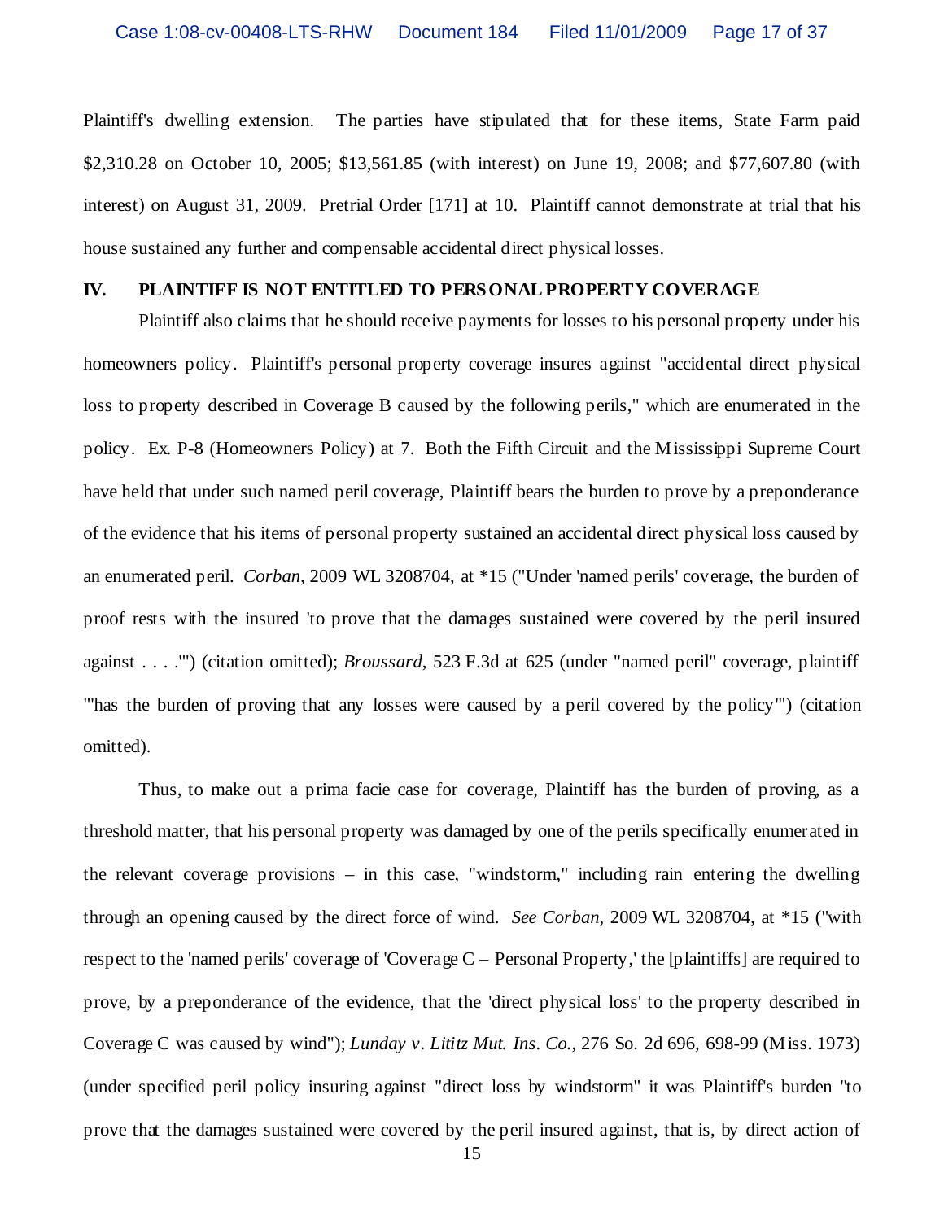Plaintiff's dwelling extension. The parties have stipulated that for these items, State Farm paid $2,310.28 on October 10, 2005; $13,561.85 (with interest) on June 19, 2008; and $77,607.80 (with interest) on August 31, 2009. Pretrial Order [171] at 10. Plaintiff cannot demonstrate at trial that his house sustained any further and compensable accidental direct physical losses.

## IV. PLAINTIFF IS NOT ENTITLED TO PERSONAL PROPERTY COVERAGE

Plaintiff also claims that he should receive payments for losses to his personal property under his homeowners policy. Plaintiff's personal property coverage insures against "accidental direct physical loss to property described in Coverage B caused by the following perils," which are enumerated in the policy. Ex. P-8 (Homeowners Policy) at 7. Both the Fifth Circuit and the Mississippi Supreme Court have held that under such named peril coverage, Plaintiff bears the burden to prove by a preponderance of the evidence that his items of personal property sustained an accidental direct physical loss caused by an enumerated peril. *Corban*, 2009 WL 3208704, at *15 ("Under 'named perils' coverage, the burden of proof rests with the insured 'to prove that the damages sustained were covered by the peril insured against . . . .'") (citation omitted); *Broussard*, 523 F.3d at 625 (under "named peril" coverage, plaintiff "'has the burden of proving that any losses were caused by a peril covered by the policy'") (citation omitted).

Thus, to make out a prima facie case for coverage, Plaintiff has the burden of proving, as a threshold matter, that his personal property was damaged by one of the perils specifically enumerated in the relevant coverage provisions – in this case, "windstorm," including rain entering the dwelling through an opening caused by the direct force of wind. *See Corban*, 2009 WL 3208704, at *15 ("with respect to the 'named perils' coverage of 'Coverage C – Personal Property,' the [plaintiffs] are required to prove, by a preponderance of the evidence, that the 'direct physical loss' to the property described in Coverage C was caused by wind"); *Lunday v. Lititz Mut. Ins. Co.*, 276 So. 2d 696, 698-99 (Miss. 1973) (under specified peril policy insuring against "direct loss by windstorm" it was Plaintiff's burden "to prove that the damages sustained were covered by the peril insured against, that is, by direct action of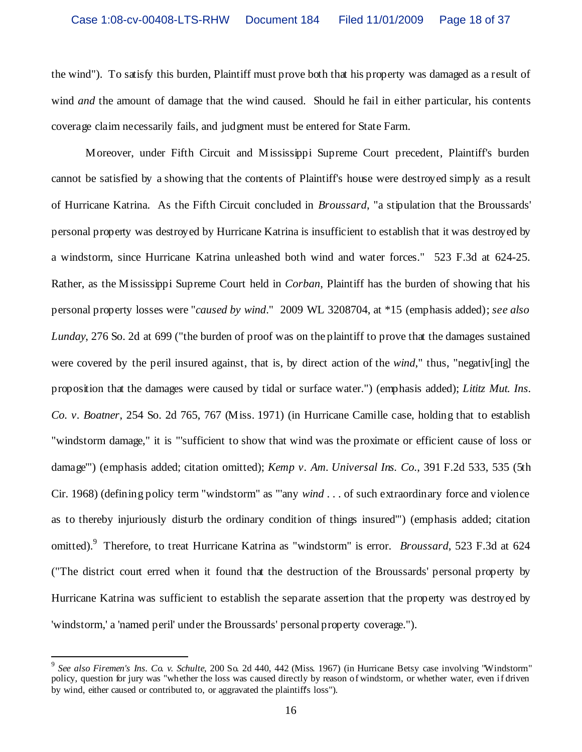the wind"). To satisfy this burden, Plaintiff must prove both that his property was damaged as a result of wind *and* the amount of damage that the wind caused. Should he fail in either particular, his contents coverage claim necessarily fails, and judgment must be entered for State Farm.

Moreover, under Fifth Circuit and Mississippi Supreme Court precedent, Plaintiff's burden cannot be satisfied by a showing that the contents of Plaintiff's house were destroyed simply as a result of Hurricane Katrina. As the Fifth Circuit concluded in *Broussard*, "a stipulation that the Broussards' personal property was destroyed by Hurricane Katrina is insufficient to establish that it was destroyed by a windstorm, since Hurricane Katrina unleashed both wind and water forces." 523 F.3d at 624-25. Rather, as the Mississippi Supreme Court held in *Corban*, Plaintiff has the burden of showing that his personal property losses were "*caused by wind*." 2009 WL 3208704, at *15 (emphasis added); *see also Lunday*, 276 So. 2d at 699 ("the burden of proof was on the plaintiff to prove that the damages sustained were covered by the peril insured against, that is, by direct action of the *wind*," thus, "negativ[ing] the proposition that the damages were caused by tidal or surface water.") (emphasis added); *Lititz Mut. Ins. Co. v. Boatner*, 254 So. 2d 765, 767 (Miss. 1971) (in Hurricane Camille case, holding that to establish "windstorm damage," it is "'sufficient to show that wind was the proximate or efficient cause of loss or damage'") (emphasis added; citation omitted); *Kemp v. Am. Universal Ins. Co.*, 391 F.2d 533, 535 (5th Cir. 1968) (defining policy term "windstorm" as "'any *wind* . . . of such extraordinary force and violence as to thereby injuriously disturb the ordinary condition of things insured'") (emphasis added; citation omitted).[9] Therefore, to treat Hurricane Katrina as "windstorm" is error. *Broussard*, 523 F.3d at 624 ("The district court erred when it found that the destruction of the Broussards' personal property by Hurricane Katrina was sufficient to establish the separate assertion that the property was destroyed by 'windstorm,' a 'named peril' under the Broussards' personal property coverage.").

---

[9] *See also Firemen's Ins. Co. v. Schulte*, 200 So. 2d 440, 442 (Miss. 1967) (in Hurricane Betsy case involving "Windstorm" policy, question for jury was "whether the loss was caused directly by reason of windstorm, or whether water, even if driven by wind, either caused or contributed to, or aggravated the plaintiff's loss").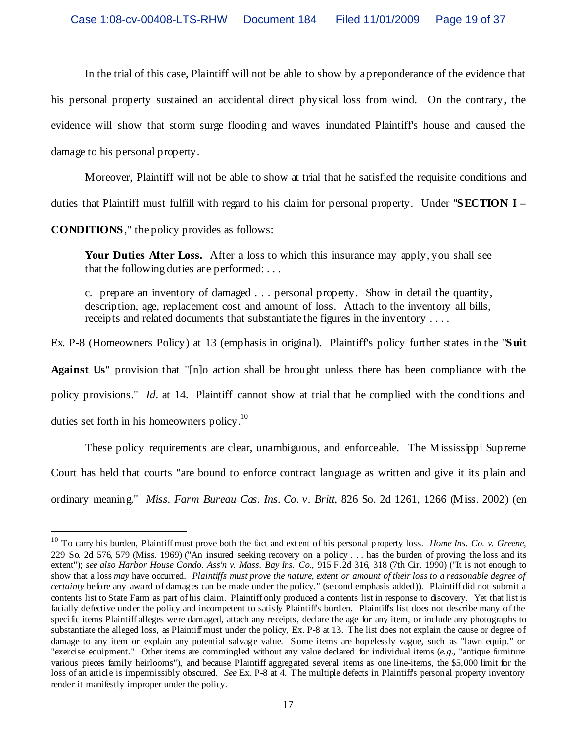In the trial of this case, Plaintiff will not be able to show by a preponderance of the evidence that his personal property sustained an accidental direct physical loss from wind. On the contrary, the evidence will show that storm surge flooding and waves inundated Plaintiff's house and caused the damage to his personal property.

Moreover, Plaintiff will not be able to show at trial that he satisfied the requisite conditions and duties that Plaintiff must fulfill with regard to his claim for personal property. Under "**SECTION I – CONDITIONS**," the policy provides as follows:

> **Your Duties After Loss.** After a loss to which this insurance may apply, you shall see that the following duties are performed: . . .
>
> c. prepare an inventory of damaged . . . personal property. Show in detail the quantity, description, age, replacement cost and amount of loss. Attach to the inventory all bills, receipts and related documents that substantiate the figures in the inventory . . . .

Ex. P-8 (Homeowners Policy) at 13 (emphasis in original). Plaintiff's policy further states in the "**Suit Against Us**" provision that "[n]o action shall be brought unless there has been compliance with the policy provisions." *Id*. at 14. Plaintiff cannot show at trial that he complied with the conditions and duties set forth in his homeowners policy.[10]

These policy requirements are clear, unambiguous, and enforceable. The Mississippi Supreme Court has held that courts "are bound to enforce contract language as written and give it its plain and ordinary meaning." *Miss. Farm Bureau Cas. Ins. Co. v. Britt*, 826 So. 2d 1261, 1266 (Miss. 2002) (en

---

[10] To carry his burden, Plaintiff must prove both the fact and extent of his personal property loss. *Home Ins. Co. v. Greene*, 229 So. 2d 576, 579 (Miss. 1969) ("An insured seeking recovery on a policy . . . has the burden of proving the loss and its extent"); *see also Harbor House Condo. Ass'n v. Mass. Bay Ins. Co.*, 915 F.2d 316, 318 (7th Cir. 1990) ("It is not enough to show that a loss *may* have occurred. *Plaintiffs must prove the nature, extent or amount of their loss to a reasonable degree of certainty* before any award of damages can be made under the policy." (second emphasis added)). Plaintiff did not submit a contents list to State Farm as part of his claim. Plaintiff only produced a contents list in response to discovery. Yet that list is facially defective under the policy and incompetent to satisfy Plaintiff's burden. Plaintiff's list does not describe many of the specific items Plaintiff alleges were damaged, attach any receipts, declare the age for any item, or include any photographs to substantiate the alleged loss, as Plaintiff must under the policy, Ex. P-8 at 13. The list does not explain the cause or degree of damage to any item or explain any potential salvage value. Some items are hopelessly vague, such as "lawn equip." or "exercise equipment." Other items are commingled without any value declared for individual items (*e.g.*, "antique furniture various pieces family heirlooms"), and because Plaintiff aggregated several items as one line-items, the $5,000 limit for the loss of an article is impermissibly obscured. *See* Ex. P-8 at 4. The multiple defects in Plaintiff's personal property inventory render it manifestly improper under the policy.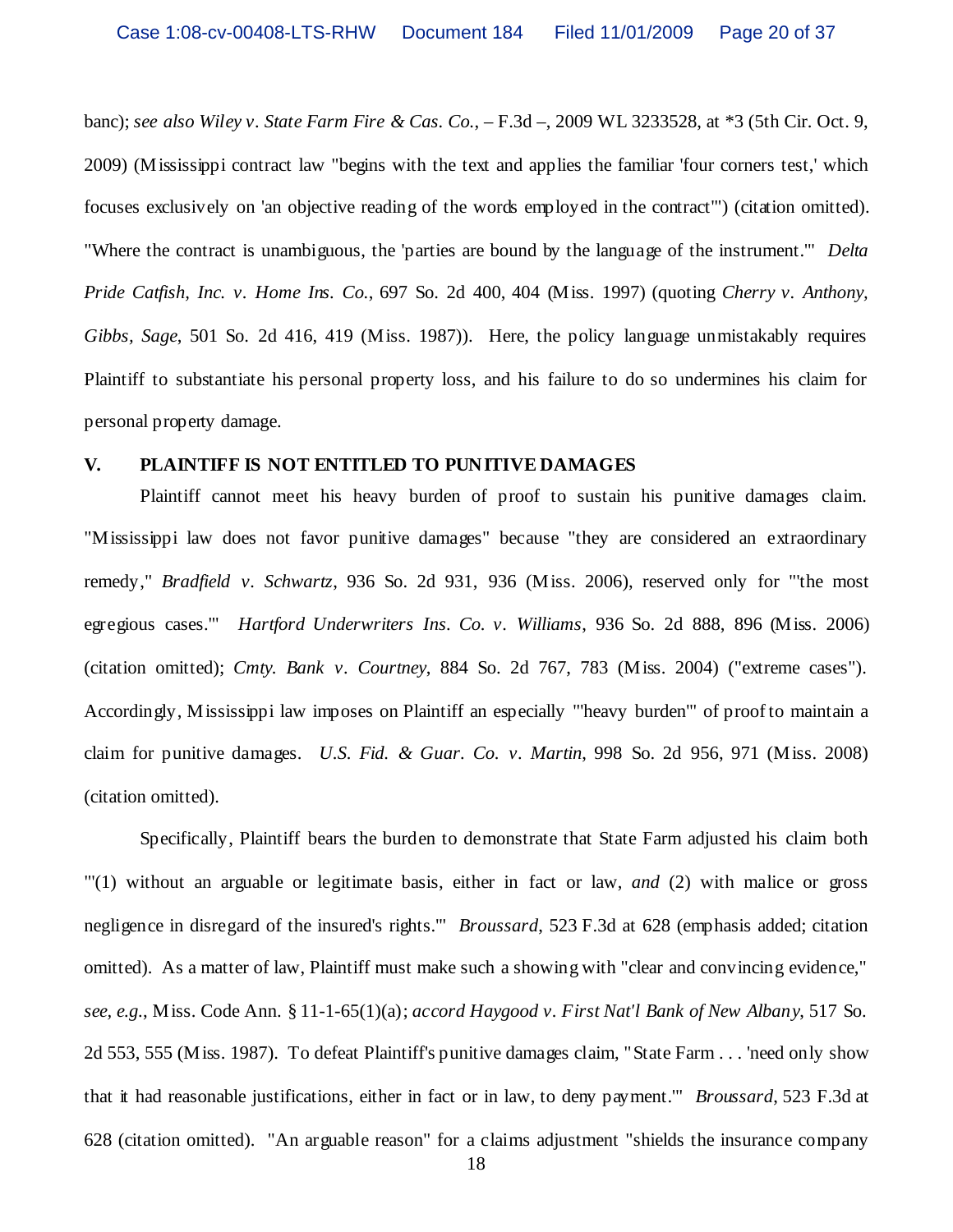banc); *see also Wiley v. State Farm Fire & Cas. Co.*, – F.3d –, 2009 WL 3233528, at *3 (5th Cir. Oct. 9, 2009) (Mississippi contract law "begins with the text and applies the familiar 'four corners test,' which focuses exclusively on 'an objective reading of the words employed in the contract'") (citation omitted). "Where the contract is unambiguous, the 'parties are bound by the language of the instrument.'" *Delta Pride Catfish, Inc. v. Home Ins. Co.*, 697 So. 2d 400, 404 (Miss. 1997) (quoting *Cherry v. Anthony, Gibbs, Sage*, 501 So. 2d 416, 419 (Miss. 1987)). Here, the policy language unmistakably requires Plaintiff to substantiate his personal property loss, and his failure to do so undermines his claim for personal property damage.

## V. PLAINTIFF IS NOT ENTITLED TO PUNITIVE DAMAGES

Plaintiff cannot meet his heavy burden of proof to sustain his punitive damages claim. "Mississippi law does not favor punitive damages" because "they are considered an extraordinary remedy," *Bradfield v. Schwartz*, 936 So. 2d 931, 936 (Miss. 2006), reserved only for "'the most egregious cases.'" *Hartford Underwriters Ins. Co. v. Williams*, 936 So. 2d 888, 896 (Miss. 2006) (citation omitted); *Cmty. Bank v. Courtney*, 884 So. 2d 767, 783 (Miss. 2004) ("extreme cases"). Accordingly, Mississippi law imposes on Plaintiff an especially "'heavy burden'" of proof to maintain a claim for punitive damages. *U.S. Fid. & Guar. Co. v. Martin*, 998 So. 2d 956, 971 (Miss. 2008) (citation omitted).

Specifically, Plaintiff bears the burden to demonstrate that State Farm adjusted his claim both "'(1) without an arguable or legitimate basis, either in fact or law, *and* (2) with malice or gross negligence in disregard of the insured's rights.'" *Broussard*, 523 F.3d at 628 (emphasis added; citation omitted). As a matter of law, Plaintiff must make such a showing with "clear and convincing evidence," *see, e.g.*, Miss. Code Ann. § 11-1-65(1)(a); *accord Haygood v. First Nat'l Bank of New Albany*, 517 So. 2d 553, 555 (Miss. 1987). To defeat Plaintiff's punitive damages claim, "State Farm . . . 'need only show that it had reasonable justifications, either in fact or in law, to deny payment.'" *Broussard*, 523 F.3d at 628 (citation omitted). "An arguable reason" for a claims adjustment "shields the insurance company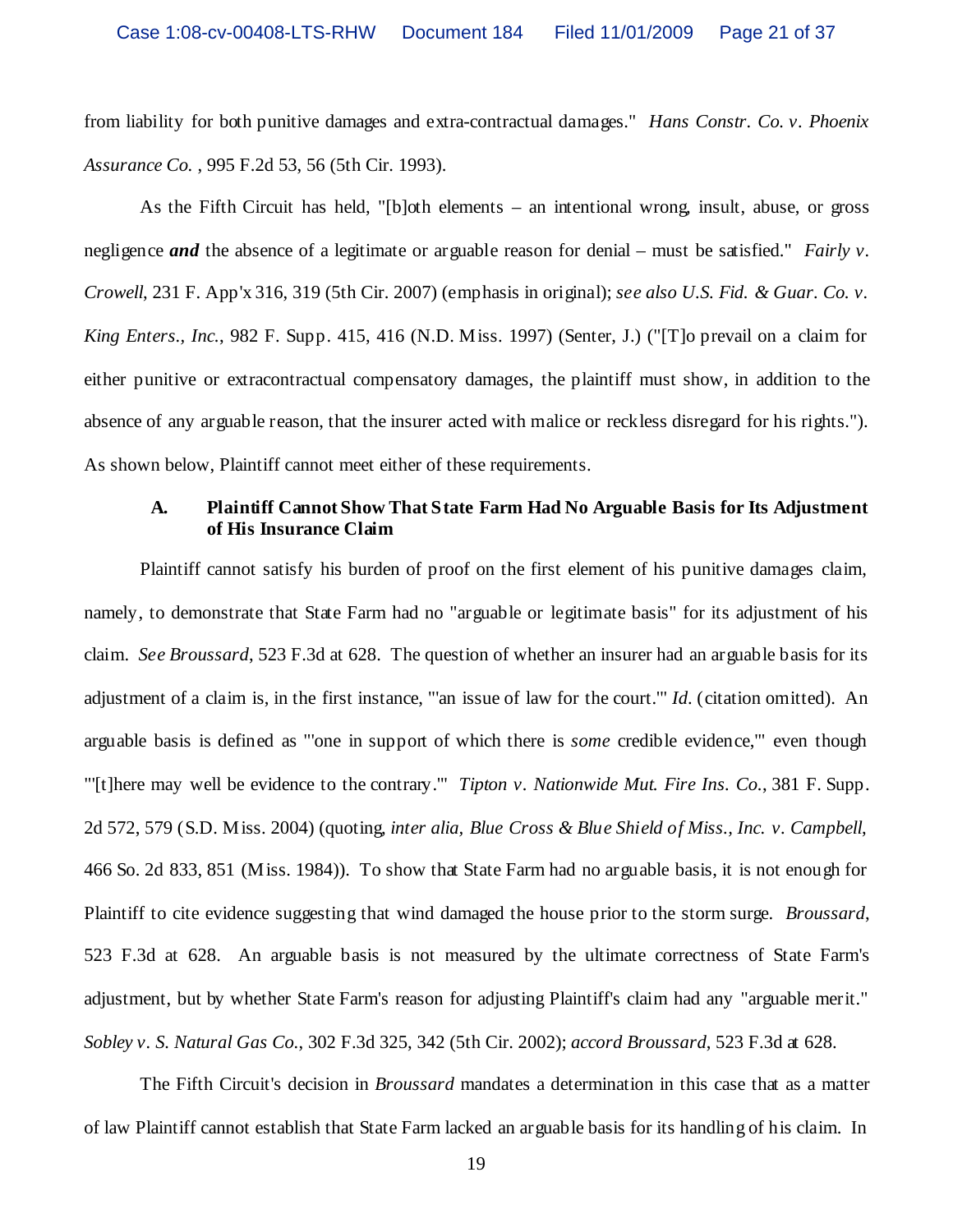from liability for both punitive damages and extra-contractual damages." *Hans Constr. Co. v. Phoenix Assurance Co.* , 995 F.2d 53, 56 (5th Cir. 1993).

As the Fifth Circuit has held, "[b]oth elements – an intentional wrong, insult, abuse, or gross negligence ***and*** the absence of a legitimate or arguable reason for denial – must be satisfied." *Fairly v. Crowell*, 231 F. App'x 316, 319 (5th Cir. 2007) (emphasis in original); *see also U.S. Fid. & Guar. Co. v. King Enters., Inc.*, 982 F. Supp. 415, 416 (N.D. Miss. 1997) (Senter, J.) ("[T]o prevail on a claim for either punitive or extracontractual compensatory damages, the plaintiff must show, in addition to the absence of any arguable reason, that the insurer acted with malice or reckless disregard for his rights."). As shown below, Plaintiff cannot meet either of these requirements.

### A. Plaintiff Cannot Show That State Farm Had No Arguable Basis for Its Adjustment of His Insurance Claim

Plaintiff cannot satisfy his burden of proof on the first element of his punitive damages claim, namely, to demonstrate that State Farm had no "arguable or legitimate basis" for its adjustment of his claim. *See Broussard*, 523 F.3d at 628. The question of whether an insurer had an arguable basis for its adjustment of a claim is, in the first instance, "'an issue of law for the court.'" *Id.* (citation omitted). An arguable basis is defined as "'one in support of which there is *some* credible evidence,'" even though "'[t]here may well be evidence to the contrary.'" *Tipton v. Nationwide Mut. Fire Ins. Co.*, 381 F. Supp. 2d 572, 579 (S.D. Miss. 2004) (quoting, *inter alia, Blue Cross & Blue Shield of Miss., Inc. v. Campbell*, 466 So. 2d 833, 851 (Miss. 1984)). To show that State Farm had no arguable basis, it is not enough for Plaintiff to cite evidence suggesting that wind damaged the house prior to the storm surge. *Broussard*, 523 F.3d at 628. An arguable basis is not measured by the ultimate correctness of State Farm's adjustment, but by whether State Farm's reason for adjusting Plaintiff's claim had any "arguable merit." *Sobley v. S. Natural Gas Co.*, 302 F.3d 325, 342 (5th Cir. 2002); *accord Broussard*, 523 F.3d at 628.

The Fifth Circuit's decision in *Broussard* mandates a determination in this case that as a matter of law Plaintiff cannot establish that State Farm lacked an arguable basis for its handling of his claim. In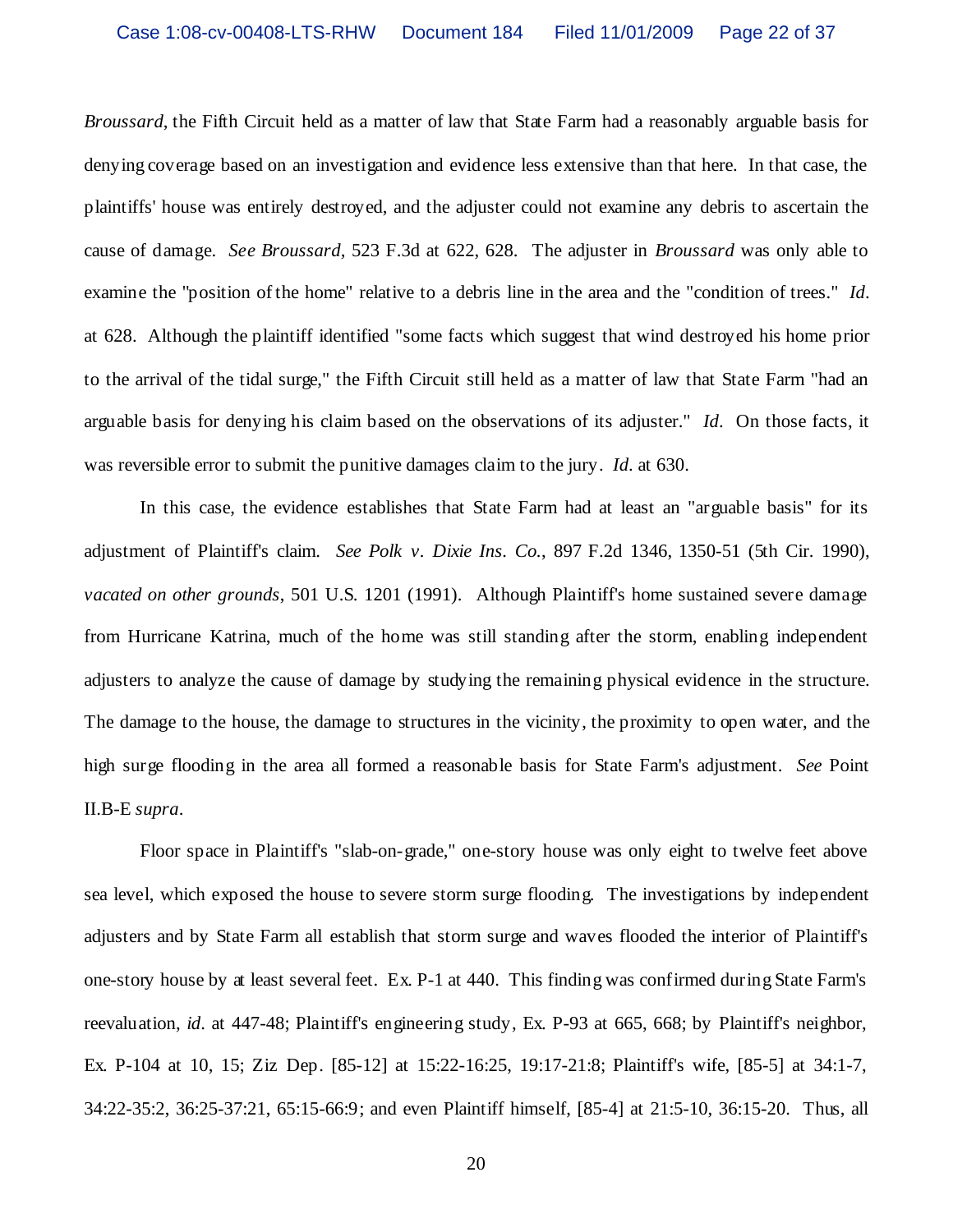*Broussard*, the Fifth Circuit held as a matter of law that State Farm had a reasonably arguable basis for denying coverage based on an investigation and evidence less extensive than that here. In that case, the plaintiffs' house was entirely destroyed, and the adjuster could not examine any debris to ascertain the cause of damage. *See Broussard*, 523 F.3d at 622, 628. The adjuster in *Broussard* was only able to examine the "position of the home" relative to a debris line in the area and the "condition of trees." *Id*. at 628. Although the plaintiff identified "some facts which suggest that wind destroyed his home prior to the arrival of the tidal surge," the Fifth Circuit still held as a matter of law that State Farm "had an arguable basis for denying his claim based on the observations of its adjuster." *Id*. On those facts, it was reversible error to submit the punitive damages claim to the jury. *Id*. at 630.

In this case, the evidence establishes that State Farm had at least an "arguable basis" for its adjustment of Plaintiff's claim. *See Polk v. Dixie Ins. Co.*, 897 F.2d 1346, 1350-51 (5th Cir. 1990), *vacated on other grounds*, 501 U.S. 1201 (1991). Although Plaintiff's home sustained severe damage from Hurricane Katrina, much of the home was still standing after the storm, enabling independent adjusters to analyze the cause of damage by studying the remaining physical evidence in the structure. The damage to the house, the damage to structures in the vicinity, the proximity to open water, and the high surge flooding in the area all formed a reasonable basis for State Farm's adjustment. *See* Point II.B-E *supra*.

Floor space in Plaintiff's "slab-on-grade," one-story house was only eight to twelve feet above sea level, which exposed the house to severe storm surge flooding. The investigations by independent adjusters and by State Farm all establish that storm surge and waves flooded the interior of Plaintiff's one-story house by at least several feet. Ex. P-1 at 440. This finding was confirmed during State Farm's reevaluation, *id*. at 447-48; Plaintiff's engineering study, Ex. P-93 at 665, 668; by Plaintiff's neighbor, Ex. P-104 at 10, 15; Ziz Dep. [85-12] at 15:22-16:25, 19:17-21:8; Plaintiff's wife, [85-5] at 34:1-7, 34:22-35:2, 36:25-37:21, 65:15-66:9; and even Plaintiff himself, [85-4] at 21:5-10, 36:15-20. Thus, all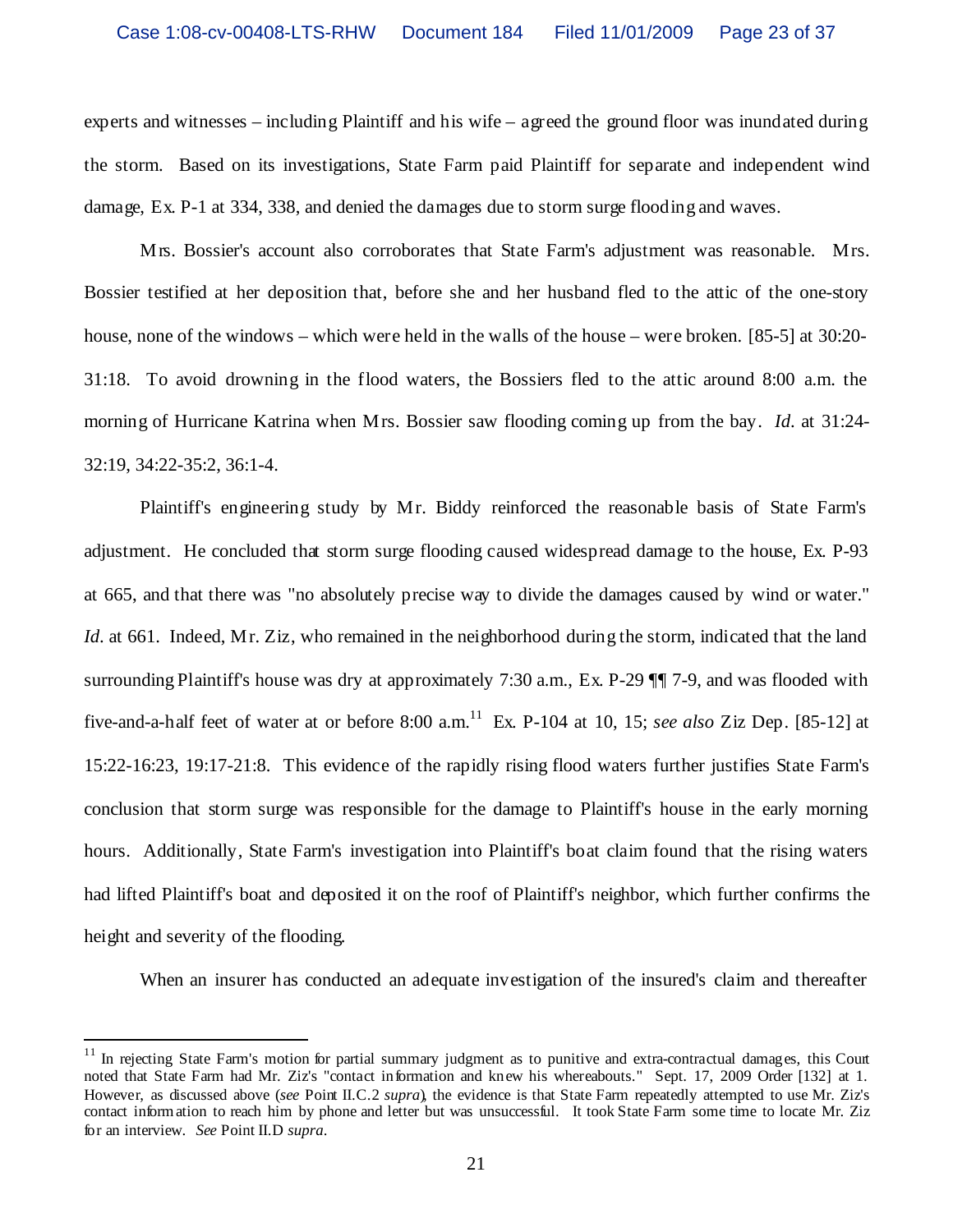experts and witnesses – including Plaintiff and his wife – agreed the ground floor was inundated during the storm. Based on its investigations, State Farm paid Plaintiff for separate and independent wind damage, Ex. P-1 at 334, 338, and denied the damages due to storm surge flooding and waves.

Mrs. Bossier's account also corroborates that State Farm's adjustment was reasonable. Mrs. Bossier testified at her deposition that, before she and her husband fled to the attic of the one-story house, none of the windows – which were held in the walls of the house – were broken. [85-5] at 30:20-31:18. To avoid drowning in the flood waters, the Bossiers fled to the attic around 8:00 a.m. the morning of Hurricane Katrina when Mrs. Bossier saw flooding coming up from the bay. *Id.* at 31:24-32:19, 34:22-35:2, 36:1-4.

Plaintiff's engineering study by Mr. Biddy reinforced the reasonable basis of State Farm's adjustment. He concluded that storm surge flooding caused widespread damage to the house, Ex. P-93 at 665, and that there was "no absolutely precise way to divide the damages caused by wind or water." *Id.* at 661. Indeed, Mr. Ziz, who remained in the neighborhood during the storm, indicated that the land surrounding Plaintiff's house was dry at approximately 7:30 a.m., Ex. P-29 ¶¶ 7-9, and was flooded with five-and-a-half feet of water at or before 8:00 a.m.[11] Ex. P-104 at 10, 15; *see also* Ziz Dep. [85-12] at 15:22-16:23, 19:17-21:8. This evidence of the rapidly rising flood waters further justifies State Farm's conclusion that storm surge was responsible for the damage to Plaintiff's house in the early morning hours. Additionally, State Farm's investigation into Plaintiff's boat claim found that the rising waters had lifted Plaintiff's boat and deposited it on the roof of Plaintiff's neighbor, which further confirms the height and severity of the flooding.

When an insurer has conducted an adequate investigation of the insured's claim and thereafter

---

[11] In rejecting State Farm's motion for partial summary judgment as to punitive and extra-contractual damages, this Court noted that State Farm had Mr. Ziz's "contact information and knew his whereabouts." Sept. 17, 2009 Order [132] at 1. However, as discussed above (*see* Point II.C.2 *supra*), the evidence is that State Farm repeatedly attempted to use Mr. Ziz's contact information to reach him by phone and letter but was unsuccessful. It took State Farm some time to locate Mr. Ziz for an interview. *See* Point II.D *supra*.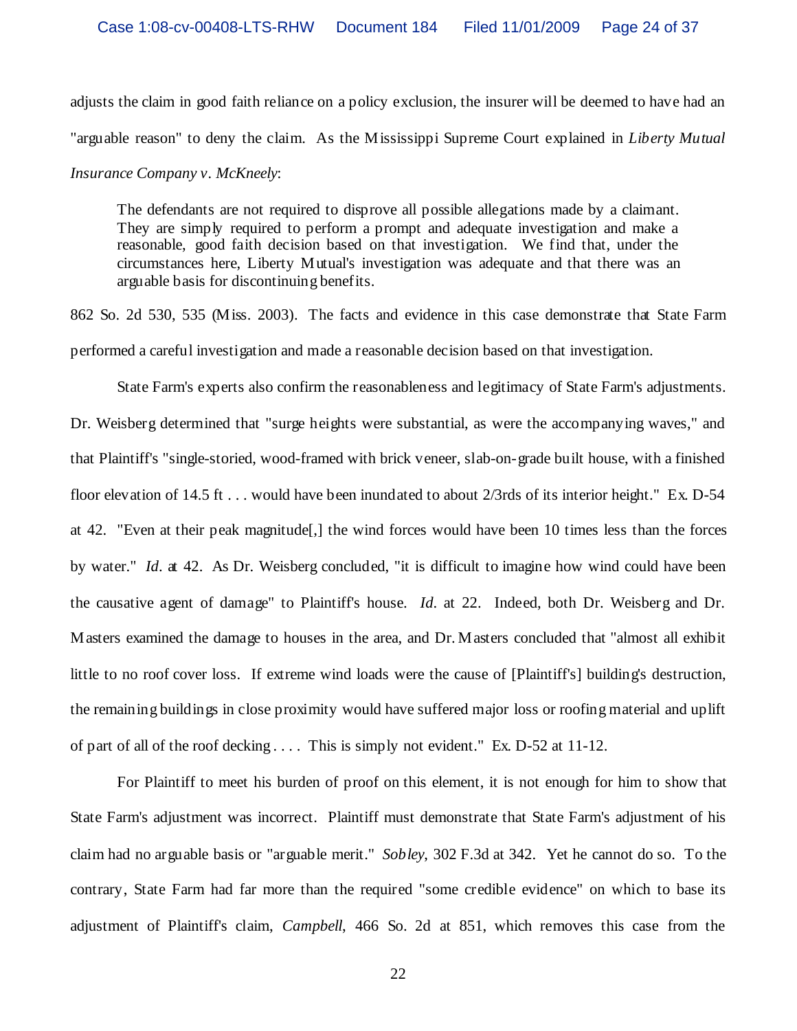adjusts the claim in good faith reliance on a policy exclusion, the insurer will be deemed to have had an "arguable reason" to deny the claim. As the Mississippi Supreme Court explained in *Liberty Mutual Insurance Company v. McKneely*:

> The defendants are not required to disprove all possible allegations made by a claimant. They are simply required to perform a prompt and adequate investigation and make a reasonable, good faith decision based on that investigation. We find that, under the circumstances here, Liberty Mutual's investigation was adequate and that there was an arguable basis for discontinuing benefits.

862 So. 2d 530, 535 (Miss. 2003). The facts and evidence in this case demonstrate that State Farm performed a careful investigation and made a reasonable decision based on that investigation.

State Farm's experts also confirm the reasonableness and legitimacy of State Farm's adjustments. Dr. Weisberg determined that "surge heights were substantial, as were the accompanying waves," and that Plaintiff's "single-storied, wood-framed with brick veneer, slab-on-grade built house, with a finished floor elevation of 14.5 ft . . . would have been inundated to about 2/3rds of its interior height." Ex. D-54 at 42. "Even at their peak magnitude[,] the wind forces would have been 10 times less than the forces by water." *Id*. at 42. As Dr. Weisberg concluded, "it is difficult to imagine how wind could have been the causative agent of damage" to Plaintiff's house. *Id*. at 22. Indeed, both Dr. Weisberg and Dr. Masters examined the damage to houses in the area, and Dr. Masters concluded that "almost all exhibit little to no roof cover loss. If extreme wind loads were the cause of [Plaintiff's] building's destruction, the remaining buildings in close proximity would have suffered major loss or roofing material and uplift of part of all of the roof decking . . . . This is simply not evident." Ex. D-52 at 11-12.

For Plaintiff to meet his burden of proof on this element, it is not enough for him to show that State Farm's adjustment was incorrect. Plaintiff must demonstrate that State Farm's adjustment of his claim had no arguable basis or "arguable merit." *Sobley*, 302 F.3d at 342. Yet he cannot do so. To the contrary, State Farm had far more than the required "some credible evidence" on which to base its adjustment of Plaintiff's claim, *Campbell*, 466 So. 2d at 851, which removes this case from the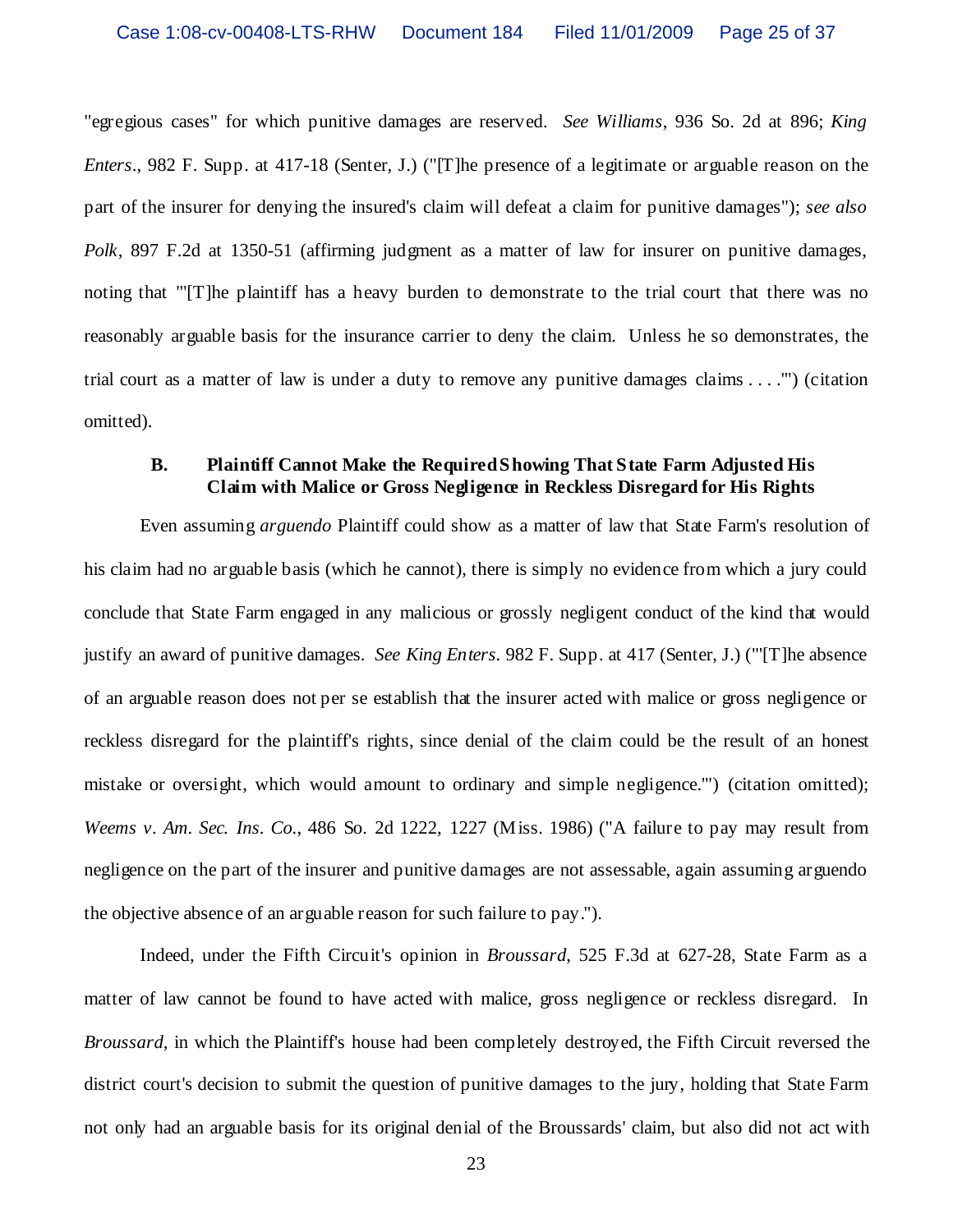"egregious cases" for which punitive damages are reserved. *See Williams*, 936 So. 2d at 896; *King Enters*., 982 F. Supp. at 417-18 (Senter, J.) ("[T]he presence of a legitimate or arguable reason on the part of the insurer for denying the insured's claim will defeat a claim for punitive damages"); *see also Polk*, 897 F.2d at 1350-51 (affirming judgment as a matter of law for insurer on punitive damages, noting that "'[T]he plaintiff has a heavy burden to demonstrate to the trial court that there was no reasonably arguable basis for the insurance carrier to deny the claim. Unless he so demonstrates, the trial court as a matter of law is under a duty to remove any punitive damages claims . . . .'") (citation omitted).

### B. Plaintiff Cannot Make the Required Showing That State Farm Adjusted His Claim with Malice or Gross Negligence in Reckless Disregard for His Rights

Even assuming *arguendo* Plaintiff could show as a matter of law that State Farm's resolution of his claim had no arguable basis (which he cannot), there is simply no evidence from which a jury could conclude that State Farm engaged in any malicious or grossly negligent conduct of the kind that would justify an award of punitive damages. *See King Enters*. 982 F. Supp. at 417 (Senter, J.) ("'[T]he absence of an arguable reason does not per se establish that the insurer acted with malice or gross negligence or reckless disregard for the plaintiff's rights, since denial of the claim could be the result of an honest mistake or oversight, which would amount to ordinary and simple negligence.'") (citation omitted); *Weems v. Am. Sec. Ins. Co.*, 486 So. 2d 1222, 1227 (Miss. 1986) ("A failure to pay may result from negligence on the part of the insurer and punitive damages are not assessable, again assuming arguendo the objective absence of an arguable reason for such failure to pay.").

Indeed, under the Fifth Circuit's opinion in *Broussard*, 525 F.3d at 627-28, State Farm as a matter of law cannot be found to have acted with malice, gross negligence or reckless disregard. In *Broussard*, in which the Plaintiff's house had been completely destroyed, the Fifth Circuit reversed the district court's decision to submit the question of punitive damages to the jury, holding that State Farm not only had an arguable basis for its original denial of the Broussards' claim, but also did not act with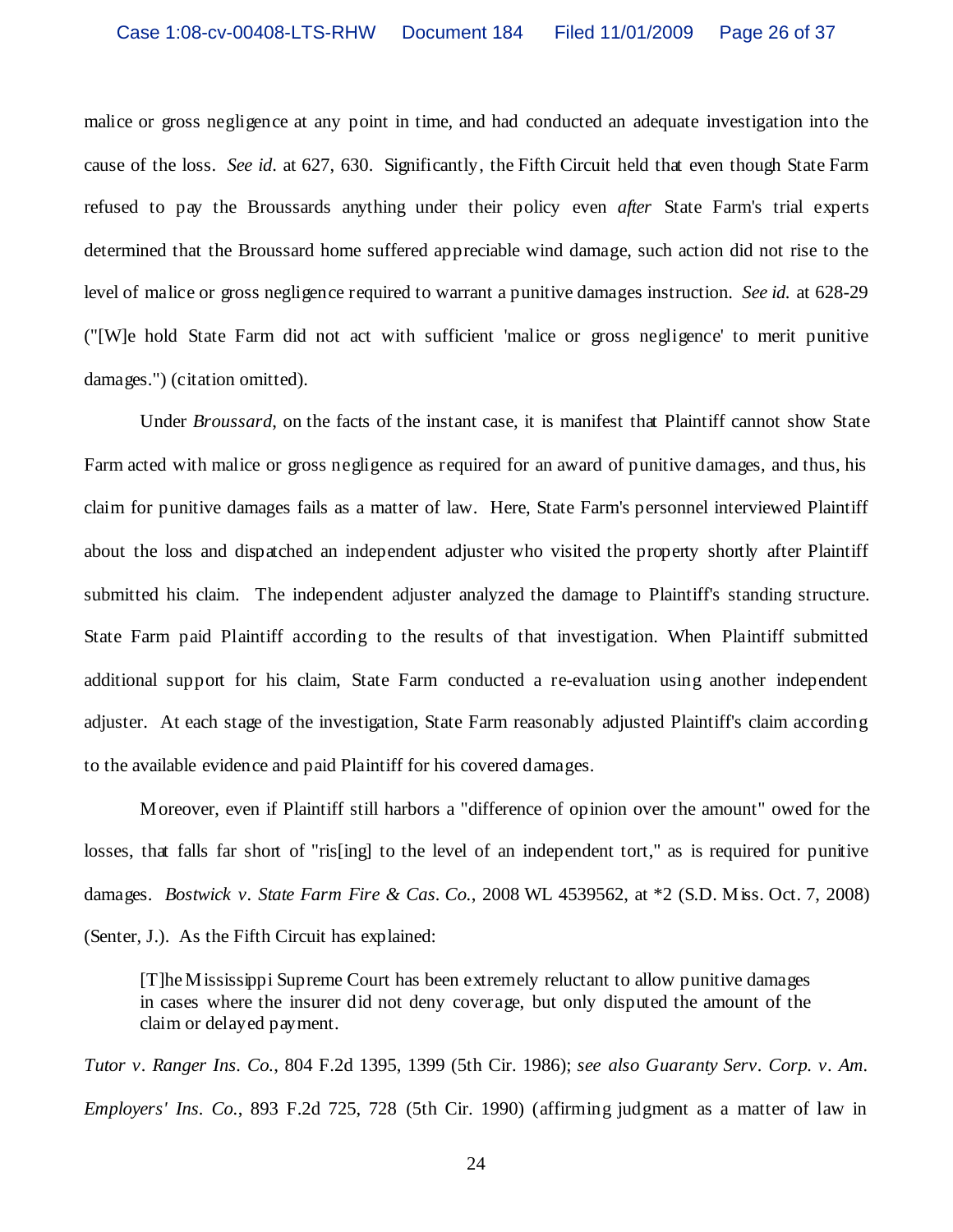malice or gross negligence at any point in time, and had conducted an adequate investigation into the cause of the loss. *See id.* at 627, 630. Significantly, the Fifth Circuit held that even though State Farm refused to pay the Broussards anything under their policy even *after* State Farm's trial experts determined that the Broussard home suffered appreciable wind damage, such action did not rise to the level of malice or gross negligence required to warrant a punitive damages instruction. *See id.* at 628-29 ("[W]e hold State Farm did not act with sufficient 'malice or gross negligence' to merit punitive damages.") (citation omitted).

Under *Broussard*, on the facts of the instant case, it is manifest that Plaintiff cannot show State Farm acted with malice or gross negligence as required for an award of punitive damages, and thus, his claim for punitive damages fails as a matter of law. Here, State Farm's personnel interviewed Plaintiff about the loss and dispatched an independent adjuster who visited the property shortly after Plaintiff submitted his claim. The independent adjuster analyzed the damage to Plaintiff's standing structure. State Farm paid Plaintiff according to the results of that investigation. When Plaintiff submitted additional support for his claim, State Farm conducted a re-evaluation using another independent adjuster. At each stage of the investigation, State Farm reasonably adjusted Plaintiff's claim according to the available evidence and paid Plaintiff for his covered damages.

Moreover, even if Plaintiff still harbors a "difference of opinion over the amount" owed for the losses, that falls far short of "ris[ing] to the level of an independent tort," as is required for punitive damages. *Bostwick v. State Farm Fire & Cas. Co.*, 2008 WL 4539562, at *2 (S.D. Miss. Oct. 7, 2008) (Senter, J.). As the Fifth Circuit has explained:

> [T]he Mississippi Supreme Court has been extremely reluctant to allow punitive damages in cases where the insurer did not deny coverage, but only disputed the amount of the claim or delayed payment.

*Tutor v. Ranger Ins. Co.*, 804 F.2d 1395, 1399 (5th Cir. 1986); *see also Guaranty Serv. Corp. v. Am. Employers' Ins. Co.*, 893 F.2d 725, 728 (5th Cir. 1990) (affirming judgment as a matter of law in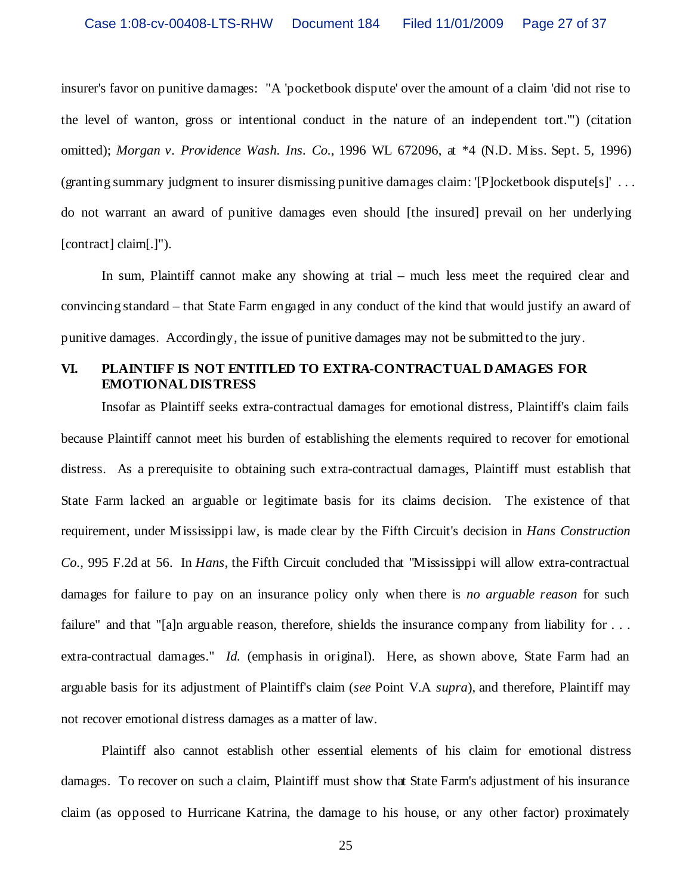insurer's favor on punitive damages: "A 'pocketbook dispute' over the amount of a claim 'did not rise to the level of wanton, gross or intentional conduct in the nature of an independent tort.'") (citation omitted); *Morgan v. Providence Wash. Ins. Co.*, 1996 WL 672096, at *4 (N.D. Miss. Sept. 5, 1996) (granting summary judgment to insurer dismissing punitive damages claim: '[P]ocketbook dispute[s]' . . . do not warrant an award of punitive damages even should [the insured] prevail on her underlying [contract] claim[.]").

In sum, Plaintiff cannot make any showing at trial – much less meet the required clear and convincing standard – that State Farm engaged in any conduct of the kind that would justify an award of punitive damages. Accordingly, the issue of punitive damages may not be submitted to the jury.

## VI. PLAINTIFF IS NOT ENTITLED TO EXTRA-CONTRACTUAL DAMAGES FOR EMOTIONAL DISTRESS

Insofar as Plaintiff seeks extra-contractual damages for emotional distress, Plaintiff's claim fails because Plaintiff cannot meet his burden of establishing the elements required to recover for emotional distress. As a prerequisite to obtaining such extra-contractual damages, Plaintiff must establish that State Farm lacked an arguable or legitimate basis for its claims decision. The existence of that requirement, under Mississippi law, is made clear by the Fifth Circuit's decision in *Hans Construction Co.*, 995 F.2d at 56. In *Hans*, the Fifth Circuit concluded that "Mississippi will allow extra-contractual damages for failure to pay on an insurance policy only when there is *no arguable reason* for such failure" and that "[a]n arguable reason, therefore, shields the insurance company from liability for . . . extra-contractual damages." *Id.* (emphasis in original). Here, as shown above, State Farm had an arguable basis for its adjustment of Plaintiff's claim (*see* Point V.A *supra*), and therefore, Plaintiff may not recover emotional distress damages as a matter of law.

Plaintiff also cannot establish other essential elements of his claim for emotional distress damages. To recover on such a claim, Plaintiff must show that State Farm's adjustment of his insurance claim (as opposed to Hurricane Katrina, the damage to his house, or any other factor) proximately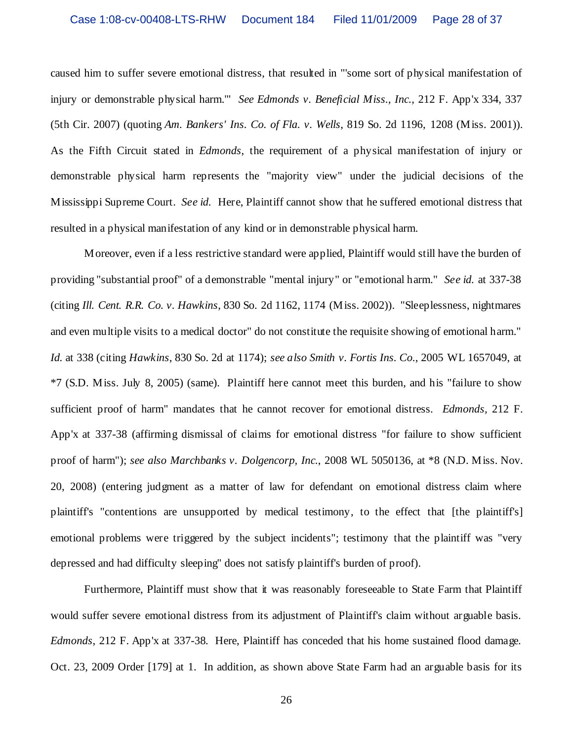caused him to suffer severe emotional distress, that resulted in "'some sort of physical manifestation of injury or demonstrable physical harm.'" *See Edmonds v. Beneficial Miss., Inc.*, 212 F. App'x 334, 337 (5th Cir. 2007) (quoting *Am. Bankers' Ins. Co. of Fla. v. Wells*, 819 So. 2d 1196, 1208 (Miss. 2001)). As the Fifth Circuit stated in *Edmonds*, the requirement of a physical manifestation of injury or demonstrable physical harm represents the "majority view" under the judicial decisions of the Mississippi Supreme Court. *See id.* Here, Plaintiff cannot show that he suffered emotional distress that resulted in a physical manifestation of any kind or in demonstrable physical harm.

Moreover, even if a less restrictive standard were applied, Plaintiff would still have the burden of providing "substantial proof" of a demonstrable "mental injury" or "emotional harm." *See id.* at 337-38 (citing *Ill. Cent. R.R. Co. v. Hawkins*, 830 So. 2d 1162, 1174 (Miss. 2002)). "Sleeplessness, nightmares and even multiple visits to a medical doctor" do not constitute the requisite showing of emotional harm." *Id.* at 338 (citing *Hawkins*, 830 So. 2d at 1174); *see also Smith v. Fortis Ins. Co.*, 2005 WL 1657049, at *7 (S.D. Miss. July 8, 2005) (same). Plaintiff here cannot meet this burden, and his "failure to show sufficient proof of harm" mandates that he cannot recover for emotional distress. *Edmonds*, 212 F. App'x at 337-38 (affirming dismissal of claims for emotional distress "for failure to show sufficient proof of harm"); *see also Marchbanks v. Dolgencorp, Inc.*, 2008 WL 5050136, at *8 (N.D. Miss. Nov. 20, 2008) (entering judgment as a matter of law for defendant on emotional distress claim where plaintiff's "contentions are unsupported by medical testimony, to the effect that [the plaintiff's] emotional problems were triggered by the subject incidents"; testimony that the plaintiff was "very depressed and had difficulty sleeping" does not satisfy plaintiff's burden of proof).

Furthermore, Plaintiff must show that it was reasonably foreseeable to State Farm that Plaintiff would suffer severe emotional distress from its adjustment of Plaintiff's claim without arguable basis. *Edmonds*, 212 F. App'x at 337-38. Here, Plaintiff has conceded that his home sustained flood damage. Oct. 23, 2009 Order [179] at 1. In addition, as shown above State Farm had an arguable basis for its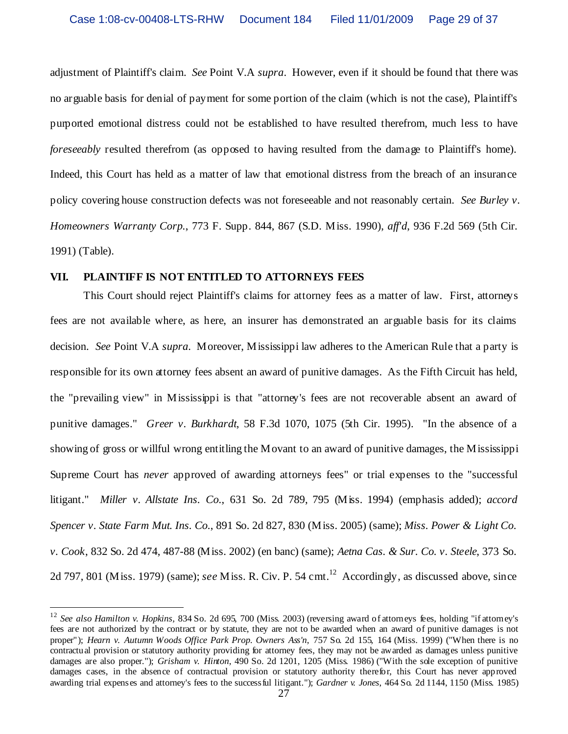adjustment of Plaintiff's claim. *See* Point V.A *supra*. However, even if it should be found that there was no arguable basis for denial of payment for some portion of the claim (which is not the case), Plaintiff's purported emotional distress could not be established to have resulted therefrom, much less to have *foreseeably* resulted therefrom (as opposed to having resulted from the damage to Plaintiff's home). Indeed, this Court has held as a matter of law that emotional distress from the breach of an insurance policy covering house construction defects was not foreseeable and not reasonably certain. *See Burley v. Homeowners Warranty Corp.*, 773 F. Supp. 844, 867 (S.D. Miss. 1990), *aff'd*, 936 F.2d 569 (5th Cir. 1991) (Table).

## VII. PLAINTIFF IS NOT ENTITLED TO ATTORNEYS FEES

This Court should reject Plaintiff's claims for attorney fees as a matter of law. First, attorneys fees are not available where, as here, an insurer has demonstrated an arguable basis for its claims decision. *See* Point V.A *supra*. Moreover, Mississippi law adheres to the American Rule that a party is responsible for its own attorney fees absent an award of punitive damages. As the Fifth Circuit has held, the "prevailing view" in Mississippi is that "attorney's fees are not recoverable absent an award of punitive damages." *Greer v. Burkhardt*, 58 F.3d 1070, 1075 (5th Cir. 1995). "In the absence of a showing of gross or willful wrong entitling the Movant to an award of punitive damages, the Mississippi Supreme Court has *never* approved of awarding attorneys fees" or trial expenses to the "successful litigant." *Miller v. Allstate Ins. Co.*, 631 So. 2d 789, 795 (Miss. 1994) (emphasis added); *accord Spencer v. State Farm Mut. Ins. Co.*, 891 So. 2d 827, 830 (Miss. 2005) (same); *Miss. Power & Light Co. v. Cook*, 832 So. 2d 474, 487-88 (Miss. 2002) (en banc) (same); *Aetna Cas. & Sur. Co. v. Steele*, 373 So. 2d 797, 801 (Miss. 1979) (same); *see* Miss. R. Civ. P. 54 cmt.[12] Accordingly, as discussed above, since

---

[12] *See also Hamilton v. Hopkins*, 834 So. 2d 695, 700 (Miss. 2003) (reversing award of attorneys fees, holding "if attorney's fees are not authorized by the contract or by statute, they are not to be awarded when an award of punitive damages is not proper"); *Hearn v. Autumn Woods Office Park Prop. Owners Ass'n*, 757 So. 2d 155, 164 (Miss. 1999) ("When there is no contractual provision or statutory authority providing for attorney fees, they may not be awarded as damages unless punitive damages are also proper."); *Grisham v. Hinton*, 490 So. 2d 1201, 1205 (Miss. 1986) ("With the sole exception of punitive damages cases, in the absence of contractual provision or statutory authority therefor, this Court has never approved awarding trial expenses and attorney's fees to the successful litigant."); *Gardner v. Jones*, 464 So. 2d 1144, 1150 (Miss. 1985)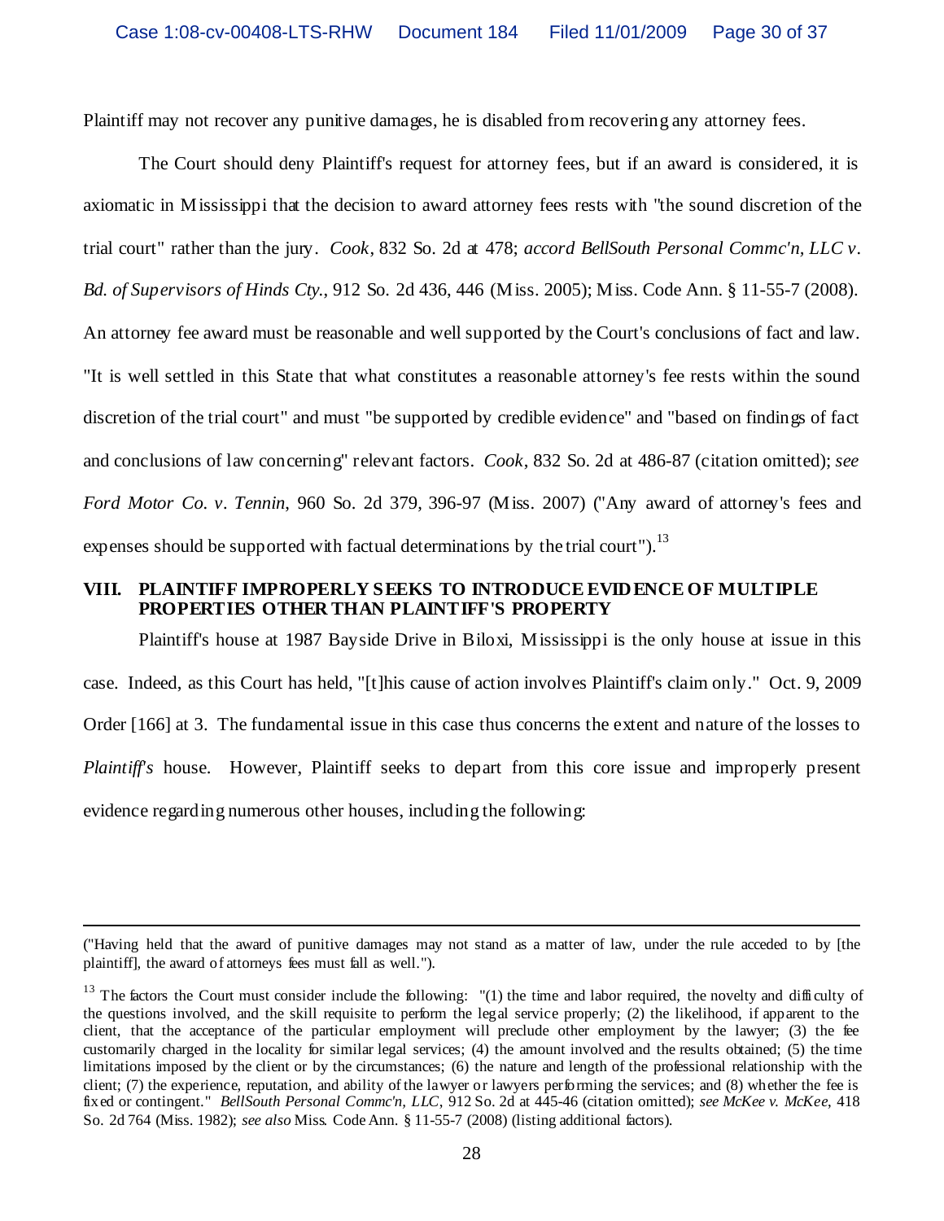Plaintiff may not recover any punitive damages, he is disabled from recovering any attorney fees.

The Court should deny Plaintiff's request for attorney fees, but if an award is considered, it is axiomatic in Mississippi that the decision to award attorney fees rests with "the sound discretion of the trial court" rather than the jury. *Cook*, 832 So. 2d at 478; *accord BellSouth Personal Commc'n, LLC v. Bd. of Supervisors of Hinds Cty.*, 912 So. 2d 436, 446 (Miss. 2005); Miss. Code Ann. § 11-55-7 (2008). An attorney fee award must be reasonable and well supported by the Court's conclusions of fact and law. "It is well settled in this State that what constitutes a reasonable attorney's fee rests within the sound discretion of the trial court" and must "be supported by credible evidence" and "based on findings of fact and conclusions of law concerning" relevant factors. *Cook*, 832 So. 2d at 486-87 (citation omitted); *see Ford Motor Co. v. Tennin*, 960 So. 2d 379, 396-97 (Miss. 2007) ("Any award of attorney's fees and expenses should be supported with factual determinations by the trial court").[13]

## VIII. PLAINTIFF IMPROPERLY SEEKS TO INTRODUCE EVIDENCE OF MULTIPLE PROPERTIES OTHER THAN PLAINTIFF'S PROPERTY

Plaintiff's house at 1987 Bayside Drive in Biloxi, Mississippi is the only house at issue in this case. Indeed, as this Court has held, "[t]his cause of action involves Plaintiff's claim only." Oct. 9, 2009 Order [166] at 3. The fundamental issue in this case thus concerns the extent and nature of the losses to *Plaintiff's* house. However, Plaintiff seeks to depart from this core issue and improperly present evidence regarding numerous other houses, including the following:

---

("Having held that the award of punitive damages may not stand as a matter of law, under the rule acceded to by [the plaintiff], the award of attorneys fees must fall as well.").

[13] The factors the Court must consider include the following: "(1) the time and labor required, the novelty and difficulty of the questions involved, and the skill requisite to perform the legal service properly; (2) the likelihood, if apparent to the client, that the acceptance of the particular employment will preclude other employment by the lawyer; (3) the fee customarily charged in the locality for similar legal services; (4) the amount involved and the results obtained; (5) the time limitations imposed by the client or by the circumstances; (6) the nature and length of the professional relationship with the client; (7) the experience, reputation, and ability of the lawyer or lawyers performing the services; and (8) whether the fee is fixed or contingent." *BellSouth Personal Commc'n, LLC*, 912 So. 2d at 445-46 (citation omitted); *see McKee v. McKee*, 418 So. 2d 764 (Miss. 1982); *see also* Miss. Code Ann. § 11-55-7 (2008) (listing additional factors).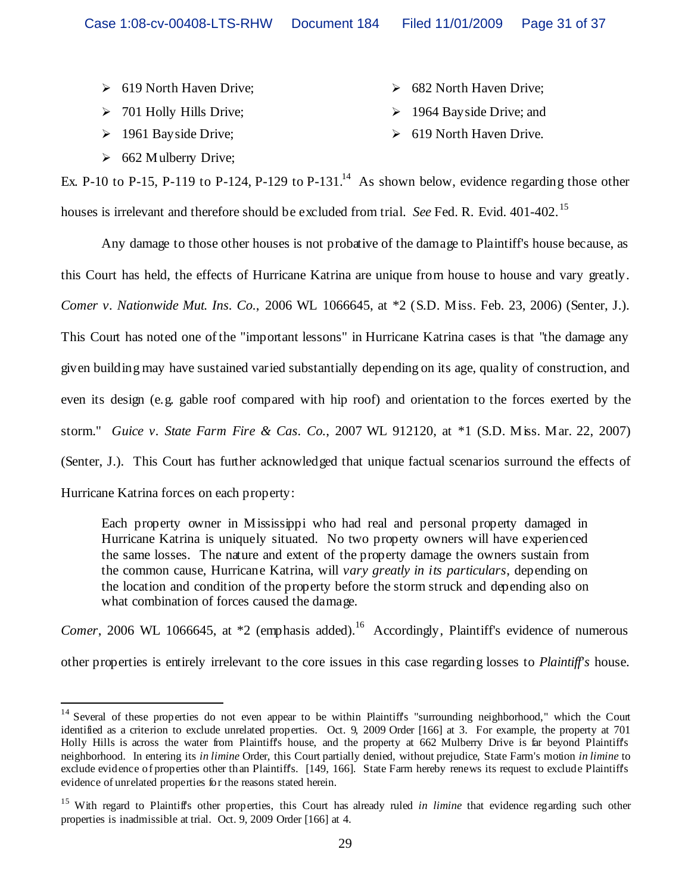- 619 North Haven Drive;
- 701 Holly Hills Drive;
- 1961 Bayside Drive;
- 662 Mulberry Drive;
- 682 North Haven Drive;
- 1964 Bayside Drive; and
- 619 North Haven Drive.

Ex. P-10 to P-15, P-119 to P-124, P-129 to P-131.[14] As shown below, evidence regarding those other houses is irrelevant and therefore should be excluded from trial. *See* Fed. R. Evid. 401-402.[15]

Any damage to those other houses is not probative of the damage to Plaintiff's house because, as this Court has held, the effects of Hurricane Katrina are unique from house to house and vary greatly. *Comer v. Nationwide Mut. Ins. Co.*, 2006 WL 1066645, at *2 (S.D. Miss. Feb. 23, 2006) (Senter, J.). This Court has noted one of the "important lessons" in Hurricane Katrina cases is that "the damage any given building may have sustained varied substantially depending on its age, quality of construction, and even its design (e.g. gable roof compared with hip roof) and orientation to the forces exerted by the storm." *Guice v. State Farm Fire & Cas. Co.*, 2007 WL 912120, at *1 (S.D. Miss. Mar. 22, 2007) (Senter, J.). This Court has further acknowledged that unique factual scenarios surround the effects of Hurricane Katrina forces on each property:

> Each property owner in Mississippi who had real and personal property damaged in Hurricane Katrina is uniquely situated. No two property owners will have experienced the same losses. The nature and extent of the property damage the owners sustain from the common cause, Hurricane Katrina, will *vary greatly in its particulars*, depending on the location and condition of the property before the storm struck and depending also on what combination of forces caused the damage.

*Comer*, 2006 WL 1066645, at *2 (emphasis added).[16] Accordingly, Plaintiff's evidence of numerous other properties is entirely irrelevant to the core issues in this case regarding losses to *Plaintiff's* house.

---

[14] Several of these properties do not even appear to be within Plaintiff's "surrounding neighborhood," which the Court identified as a criterion to exclude unrelated properties. Oct. 9, 2009 Order [166] at 3. For example, the property at 701 Holly Hills is across the water from Plaintiff's house, and the property at 662 Mulberry Drive is far beyond Plaintiff's neighborhood. In entering its *in limine* Order, this Court partially denied, without prejudice, State Farm's motion *in limine* to exclude evidence of properties other than Plaintiff's. [149, 166]. State Farm hereby renews its request to exclude Plaintiff's evidence of unrelated properties for the reasons stated herein.

[15] With regard to Plaintiff's other properties, this Court has already ruled *in limine* that evidence regarding such other properties is inadmissible at trial. Oct. 9, 2009 Order [166] at 4.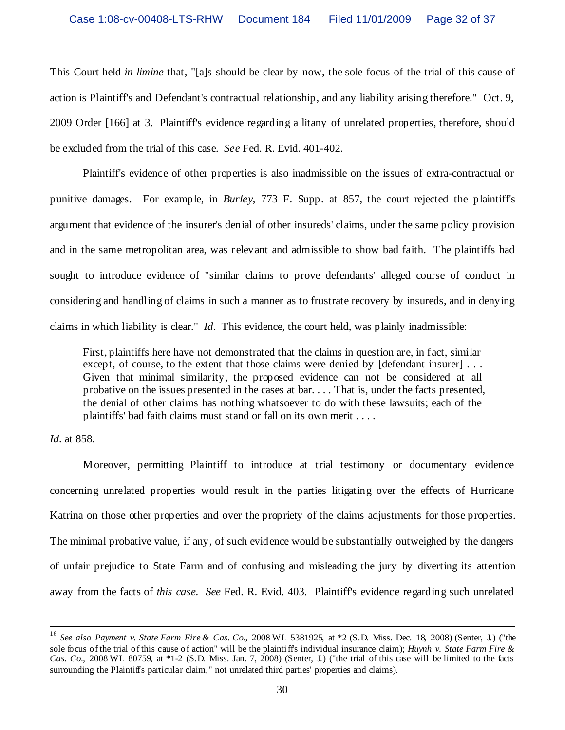This Court held *in limine* that, "[a]s should be clear by now, the sole focus of the trial of this cause of action is Plaintiff's and Defendant's contractual relationship, and any liability arising therefore." Oct. 9, 2009 Order [166] at 3. Plaintiff's evidence regarding a litany of unrelated properties, therefore, should be excluded from the trial of this case. *See* Fed. R. Evid. 401-402.

Plaintiff's evidence of other properties is also inadmissible on the issues of extra-contractual or punitive damages. For example, in *Burley*, 773 F. Supp. at 857, the court rejected the plaintiff's argument that evidence of the insurer's denial of other insureds' claims, under the same policy provision and in the same metropolitan area, was relevant and admissible to show bad faith. The plaintiffs had sought to introduce evidence of "similar claims to prove defendants' alleged course of conduct in considering and handling of claims in such a manner as to frustrate recovery by insureds, and in denying claims in which liability is clear." *Id*. This evidence, the court held, was plainly inadmissible:

> First, plaintiffs here have not demonstrated that the claims in question are, in fact, similar except, of course, to the extent that those claims were denied by [defendant insurer] . . . Given that minimal similarity, the proposed evidence can not be considered at all probative on the issues presented in the cases at bar. . . . That is, under the facts presented, the denial of other claims has nothing whatsoever to do with these lawsuits; each of the plaintiffs' bad faith claims must stand or fall on its own merit . . . .

*Id*. at 858.

Moreover, permitting Plaintiff to introduce at trial testimony or documentary evidence concerning unrelated properties would result in the parties litigating over the effects of Hurricane Katrina on those other properties and over the propriety of the claims adjustments for those properties. The minimal probative value, if any, of such evidence would be substantially outweighed by the dangers of unfair prejudice to State Farm and of confusing and misleading the jury by diverting its attention away from the facts of *this case*. *See* Fed. R. Evid. 403. Plaintiff's evidence regarding such unrelated

---

[16] *See also Payment v. State Farm Fire & Cas. Co*., 2008 WL 5381925, at \*2 (S.D. Miss. Dec. 18, 2008) (Senter, J.) ("the sole focus of the trial of this cause of action" will be the plaintiff's individual insurance claim); *Huynh v. State Farm Fire & Cas. Co*., 2008 WL 80759, at \*1-2 (S.D. Miss. Jan. 7, 2008) (Senter, J.) ("the trial of this case will be limited to the facts surrounding the Plaintiff's particular claim," not unrelated third parties' properties and claims).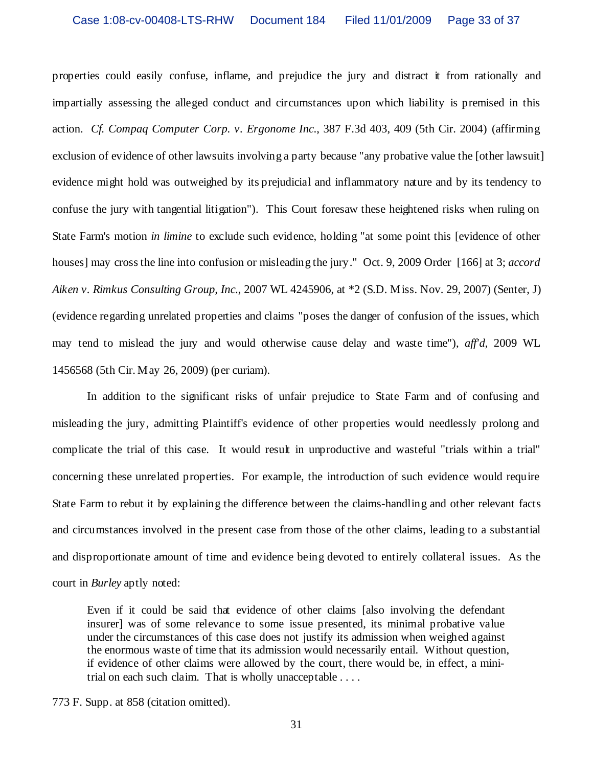properties could easily confuse, inflame, and prejudice the jury and distract it from rationally and impartially assessing the alleged conduct and circumstances upon which liability is premised in this action. *Cf. Compaq Computer Corp. v. Ergonome Inc.*, 387 F.3d 403, 409 (5th Cir. 2004) (affirming exclusion of evidence of other lawsuits involving a party because "any probative value the [other lawsuit] evidence might hold was outweighed by its prejudicial and inflammatory nature and by its tendency to confuse the jury with tangential litigation"). This Court foresaw these heightened risks when ruling on State Farm's motion *in limine* to exclude such evidence, holding "at some point this [evidence of other houses] may cross the line into confusion or misleading the jury." Oct. 9, 2009 Order [166] at 3; *accord Aiken v. Rimkus Consulting Group, Inc.*, 2007 WL 4245906, at *2 (S.D. Miss. Nov. 29, 2007) (Senter, J) (evidence regarding unrelated properties and claims "poses the danger of confusion of the issues, which may tend to mislead the jury and would otherwise cause delay and waste time"), *aff'd*, 2009 WL 1456568 (5th Cir. May 26, 2009) (per curiam).

In addition to the significant risks of unfair prejudice to State Farm and of confusing and misleading the jury, admitting Plaintiff's evidence of other properties would needlessly prolong and complicate the trial of this case. It would result in unproductive and wasteful "trials within a trial" concerning these unrelated properties. For example, the introduction of such evidence would require State Farm to rebut it by explaining the difference between the claims-handling and other relevant facts and circumstances involved in the present case from those of the other claims, leading to a substantial and disproportionate amount of time and evidence being devoted to entirely collateral issues. As the court in *Burley* aptly noted:

> Even if it could be said that evidence of other claims [also involving the defendant insurer] was of some relevance to some issue presented, its minimal probative value under the circumstances of this case does not justify its admission when weighed against the enormous waste of time that its admission would necessarily entail. Without question, if evidence of other claims were allowed by the court, there would be, in effect, a mini-trial on each such claim. That is wholly unacceptable . . . .

773 F. Supp. at 858 (citation omitted).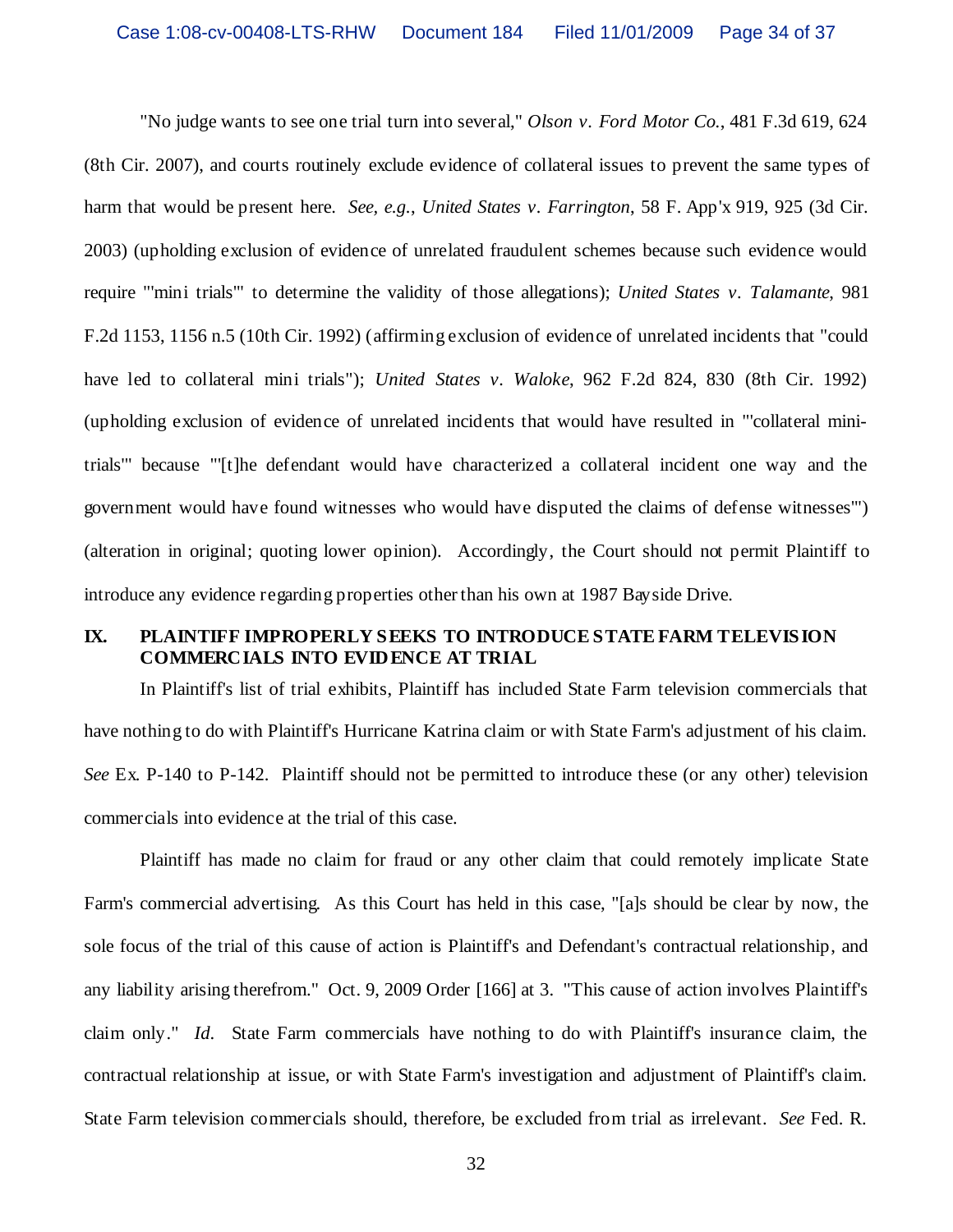"No judge wants to see one trial turn into several," *Olson v. Ford Motor Co.*, 481 F.3d 619, 624 (8th Cir. 2007), and courts routinely exclude evidence of collateral issues to prevent the same types of harm that would be present here. *See, e.g.*, *United States v. Farrington*, 58 F. App'x 919, 925 (3d Cir. 2003) (upholding exclusion of evidence of unrelated fraudulent schemes because such evidence would require "'mini trials'" to determine the validity of those allegations); *United States v. Talamante*, 981 F.2d 1153, 1156 n.5 (10th Cir. 1992) (affirming exclusion of evidence of unrelated incidents that "could have led to collateral mini trials"); *United States v. Waloke*, 962 F.2d 824, 830 (8th Cir. 1992) (upholding exclusion of evidence of unrelated incidents that would have resulted in "'collateral mini-trials'" because "'[t]he defendant would have characterized a collateral incident one way and the government would have found witnesses who would have disputed the claims of defense witnesses'") (alteration in original; quoting lower opinion). Accordingly, the Court should not permit Plaintiff to introduce any evidence regarding properties other than his own at 1987 Bayside Drive.

## IX. PLAINTIFF IMPROPERLY SEEKS TO INTRODUCE STATE FARM TELEVISION COMMERCIALS INTO EVIDENCE AT TRIAL

In Plaintiff's list of trial exhibits, Plaintiff has included State Farm television commercials that have nothing to do with Plaintiff's Hurricane Katrina claim or with State Farm's adjustment of his claim. *See* Ex. P-140 to P-142. Plaintiff should not be permitted to introduce these (or any other) television commercials into evidence at the trial of this case.

Plaintiff has made no claim for fraud or any other claim that could remotely implicate State Farm's commercial advertising. As this Court has held in this case, "[a]s should be clear by now, the sole focus of the trial of this cause of action is Plaintiff's and Defendant's contractual relationship, and any liability arising therefrom." Oct. 9, 2009 Order [166] at 3. "This cause of action involves Plaintiff's claim only." *Id.* State Farm commercials have nothing to do with Plaintiff's insurance claim, the contractual relationship at issue, or with State Farm's investigation and adjustment of Plaintiff's claim. State Farm television commercials should, therefore, be excluded from trial as irrelevant. *See* Fed. R.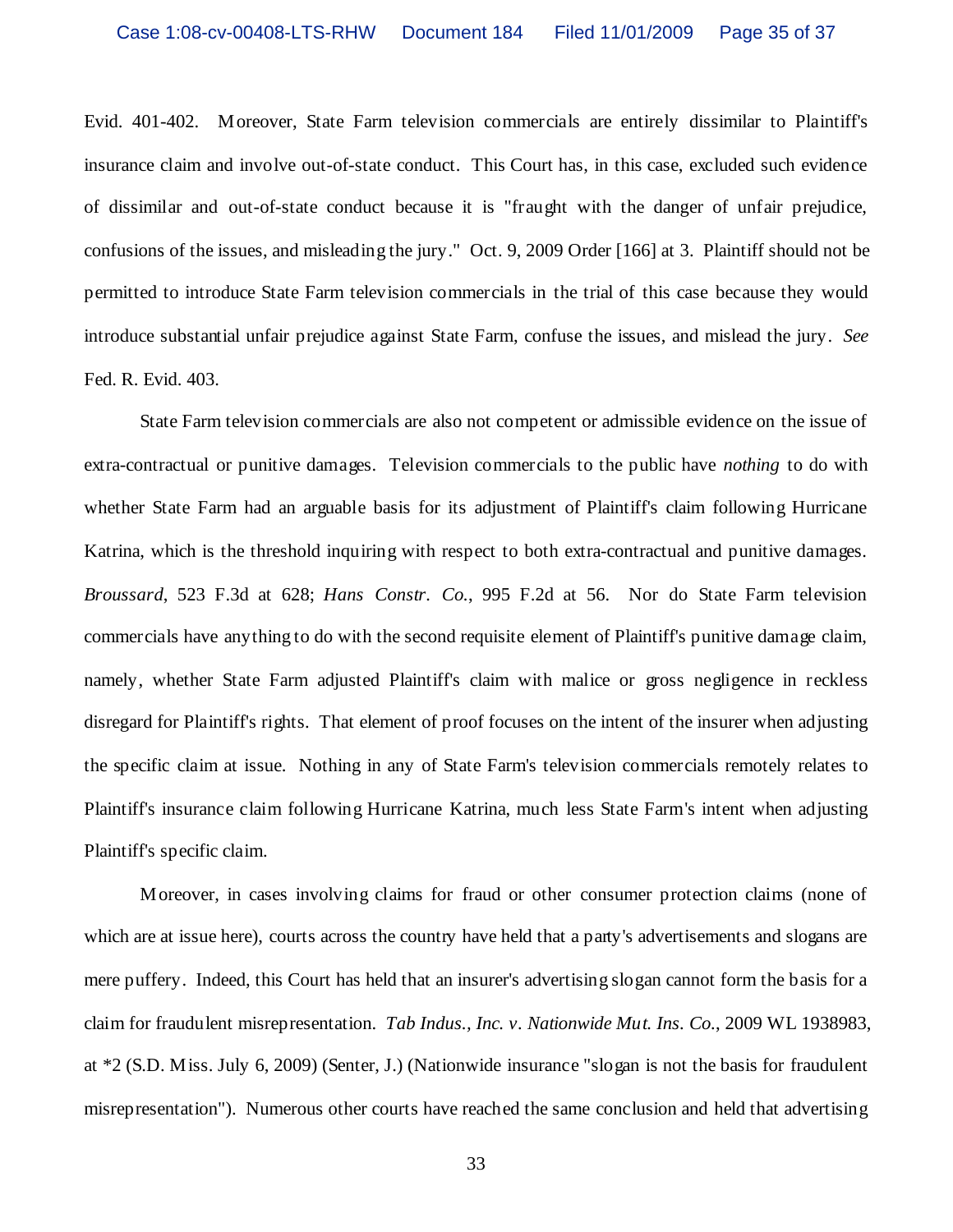Evid. 401-402. Moreover, State Farm television commercials are entirely dissimilar to Plaintiff's insurance claim and involve out-of-state conduct. This Court has, in this case, excluded such evidence of dissimilar and out-of-state conduct because it is "fraught with the danger of unfair prejudice, confusions of the issues, and misleading the jury." Oct. 9, 2009 Order [166] at 3. Plaintiff should not be permitted to introduce State Farm television commercials in the trial of this case because they would introduce substantial unfair prejudice against State Farm, confuse the issues, and mislead the jury. *See* Fed. R. Evid. 403.

State Farm television commercials are also not competent or admissible evidence on the issue of extra-contractual or punitive damages. Television commercials to the public have *nothing* to do with whether State Farm had an arguable basis for its adjustment of Plaintiff's claim following Hurricane Katrina, which is the threshold inquiring with respect to both extra-contractual and punitive damages. *Broussard*, 523 F.3d at 628; *Hans Constr. Co.*, 995 F.2d at 56. Nor do State Farm television commercials have anything to do with the second requisite element of Plaintiff's punitive damage claim, namely, whether State Farm adjusted Plaintiff's claim with malice or gross negligence in reckless disregard for Plaintiff's rights. That element of proof focuses on the intent of the insurer when adjusting the specific claim at issue. Nothing in any of State Farm's television commercials remotely relates to Plaintiff's insurance claim following Hurricane Katrina, much less State Farm's intent when adjusting Plaintiff's specific claim.

Moreover, in cases involving claims for fraud or other consumer protection claims (none of which are at issue here), courts across the country have held that a party's advertisements and slogans are mere puffery. Indeed, this Court has held that an insurer's advertising slogan cannot form the basis for a claim for fraudulent misrepresentation. *Tab Indus., Inc. v. Nationwide Mut. Ins. Co.*, 2009 WL 1938983, at *2 (S.D. Miss. July 6, 2009) (Senter, J.) (Nationwide insurance "slogan is not the basis for fraudulent misrepresentation"). Numerous other courts have reached the same conclusion and held that advertising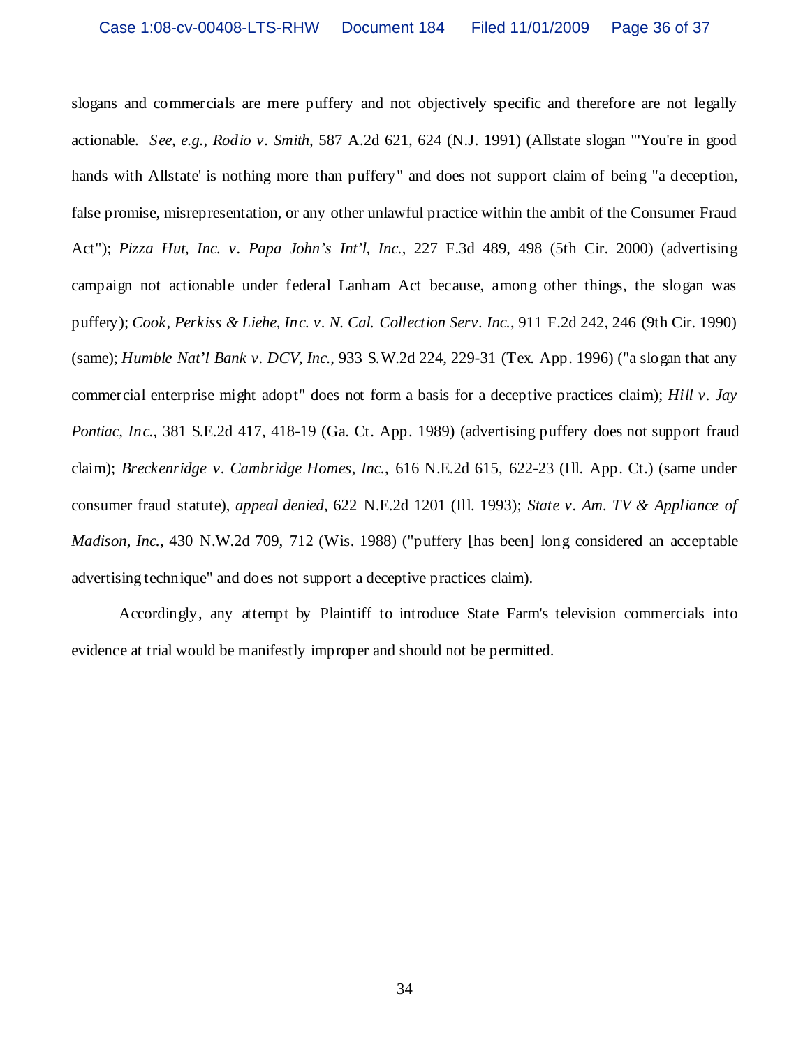slogans and commercials are mere puffery and not objectively specific and therefore are not legally actionable. *See, e.g., Rodio v. Smith*, 587 A.2d 621, 624 (N.J. 1991) (Allstate slogan "'You're in good hands with Allstate' is nothing more than puffery" and does not support claim of being "a deception, false promise, misrepresentation, or any other unlawful practice within the ambit of the Consumer Fraud Act"); *Pizza Hut, Inc. v. Papa John's Int'l, Inc.*, 227 F.3d 489, 498 (5th Cir. 2000) (advertising campaign not actionable under federal Lanham Act because, among other things, the slogan was puffery); *Cook, Perkiss & Liehe, Inc. v. N. Cal. Collection Serv. Inc.*, 911 F.2d 242, 246 (9th Cir. 1990) (same); *Humble Nat'l Bank v. DCV, Inc.*, 933 S.W.2d 224, 229-31 (Tex. App. 1996) ("a slogan that any commercial enterprise might adopt" does not form a basis for a deceptive practices claim); *Hill v. Jay Pontiac, Inc.*, 381 S.E.2d 417, 418-19 (Ga. Ct. App. 1989) (advertising puffery does not support fraud claim); *Breckenridge v. Cambridge Homes, Inc.*, 616 N.E.2d 615, 622-23 (Ill. App. Ct.) (same under consumer fraud statute), *appeal denied*, 622 N.E.2d 1201 (Ill. 1993); *State v. Am. TV & Appliance of Madison, Inc.*, 430 N.W.2d 709, 712 (Wis. 1988) ("puffery [has been] long considered an acceptable advertising technique" and does not support a deceptive practices claim).

Accordingly, any attempt by Plaintiff to introduce State Farm's television commercials into evidence at trial would be manifestly improper and should not be permitted.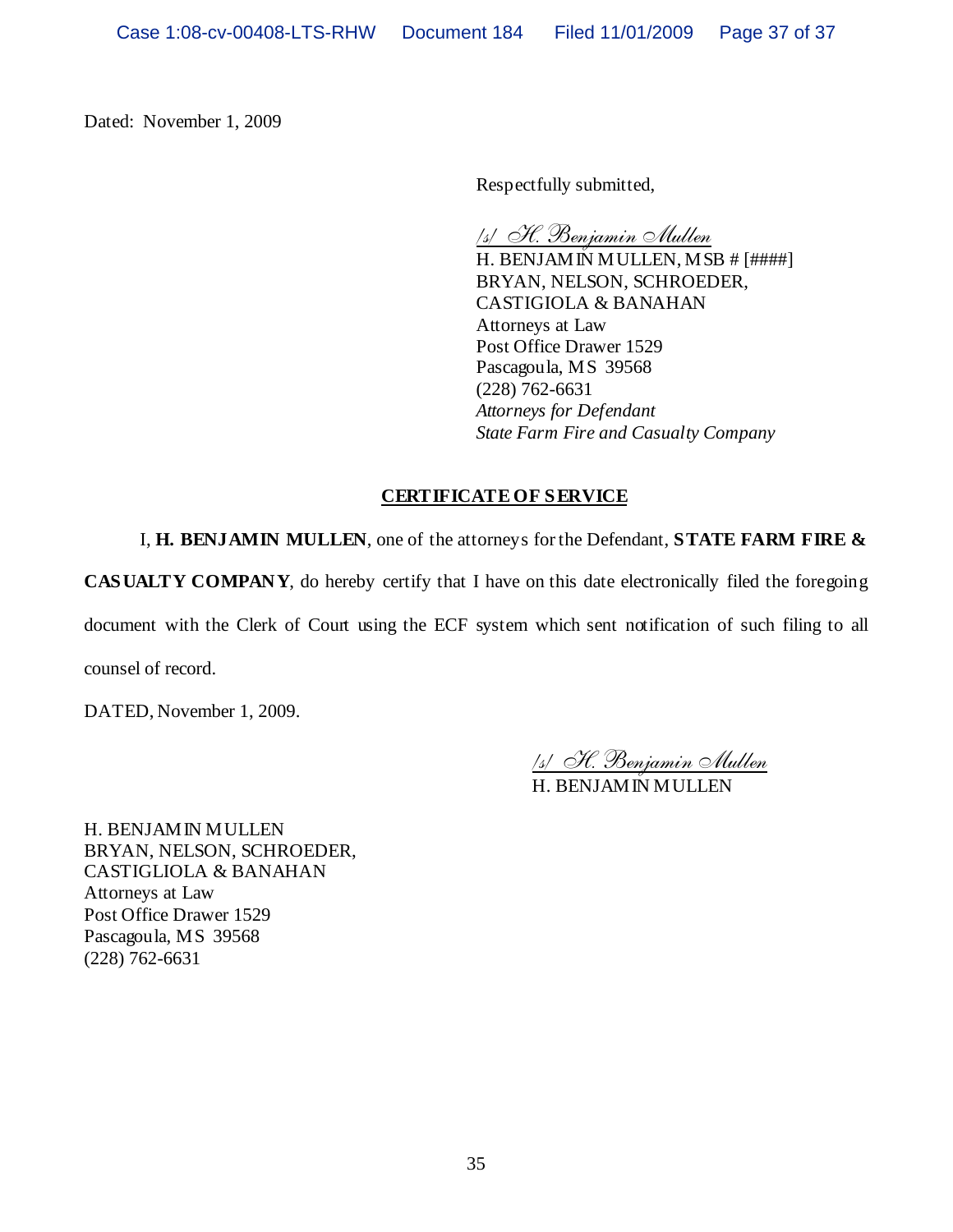Dated: November 1, 2009

Respectfully submitted,

/s/ H. Benjamin Mullen
H. BENJAMIN MULLEN, MSB # [####]
BRYAN, NELSON, SCHROEDER,
CASTIGIOLA & BANAHAN
Attorneys at Law
Post Office Drawer 1529
Pascagoula, MS 39568
(228) 762-6631
*Attorneys for Defendant*
*State Farm Fire and Casualty Company*

**CERTIFICATE OF SERVICE**

I, **H. BENJAMIN MULLEN**, one of the attorneys for the Defendant, **STATE FARM FIRE & CASUALTY COMPANY**, do hereby certify that I have on this date electronically filed the foregoing document with the Clerk of Court using the ECF system which sent notification of such filing to all counsel of record.

DATED, November 1, 2009.

/s/ H. Benjamin Mullen
H. BENJAMIN MULLEN

H. BENJAMIN MULLEN
BRYAN, NELSON, SCHROEDER,
CASTIGLIOLA & BANAHAN
Attorneys at Law
Post Office Drawer 1529
Pascagoula, MS 39568
(228) 762-6631